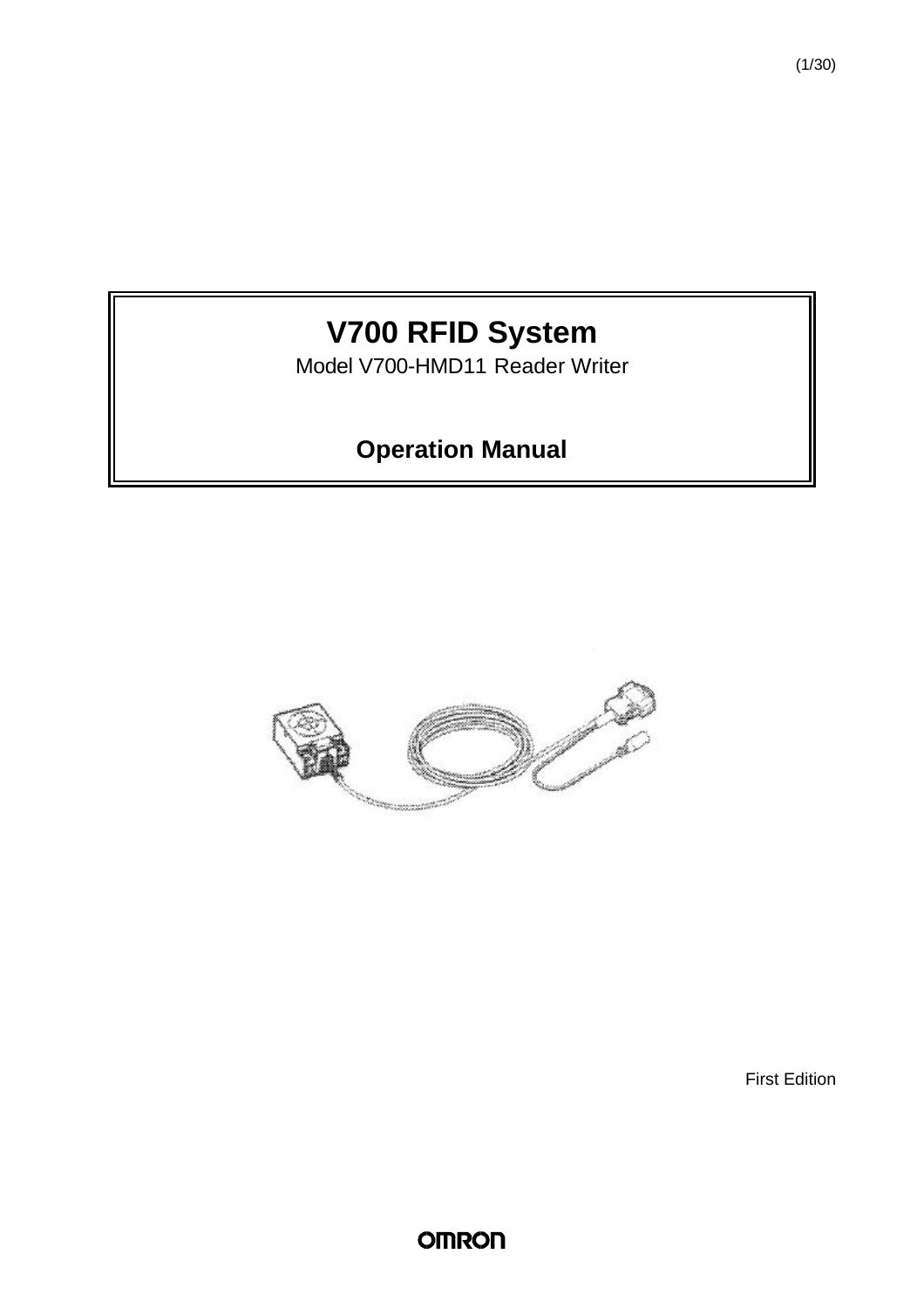# V700 RFID System

Model V700-HMD11 Reader Writer

## Operation Manual

First Edition

OMRON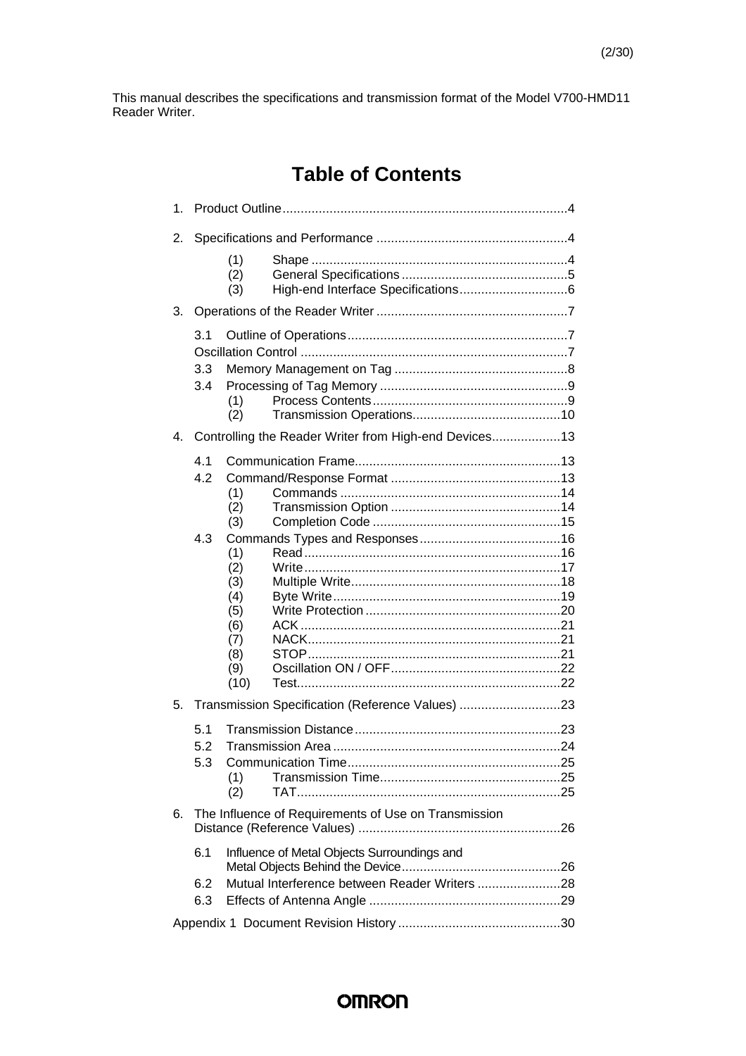This manual describes the specifications and transmission format of the Model V700-HMD11 Reader Writer.

# Table of Contents

1. Product Outline..............................................................................4

2. Specifications and Performance .....................................................4
   - (1) Shape .......................................................................4
   - (2) General Specifications .............................................5
   - (3) High-end Interface Specifications..............................6

3. Operations of the Reader Writer .....................................................7
   - 3.1 Outline of Operations.............................................................7
   - Oscillation Control ..........................................................................7
   - 3.3 Memory Management on Tag ................................................8
   - 3.4 Processing of Tag Memory ....................................................9
     - (1) Process Contents......................................................9
     - (2) Transmission Operations.........................................10

4. Controlling the Reader Writer from High-end Devices...................13
   - 4.1 Communication Frame.........................................................13
   - 4.2 Command/Response Format ...............................................13
     - (1) Commands .............................................................14
     - (2) Transmission Option ...............................................14
     - (3) Completion Code ....................................................15
   - 4.3 Commands Types and Responses.......................................16
     - (1) Read.......................................................................16
     - (2) Write.......................................................................17
     - (3) Multiple Write..........................................................18
     - (4) Byte Write...............................................................19
     - (5) Write Protection ......................................................20
     - (6) ACK ........................................................................21
     - (7) NACK......................................................................21
     - (8) STOP......................................................................21
     - (9) Oscillation ON / OFF...............................................22
     - (10) Test.........................................................................22

5. Transmission Specification (Reference Values) ............................23
   - 5.1 Transmission Distance.........................................................23
   - 5.2 Transmission Area ...............................................................24
   - 5.3 Communication Time...........................................................25
     - (1) Transmission Time.................................................25
     - (2) TAT.........................................................................25

6. The Influence of Requirements of Use on Transmission Distance (Reference Values) ........................................................26
   - 6.1 Influence of Metal Objects Surroundings and Metal Objects Behind the Device............................................26
   - 6.2 Mutual Interference between Reader Writers .......................28
   - 6.3 Effects of Antenna Angle .....................................................29

Appendix 1 Document Revision History .............................................30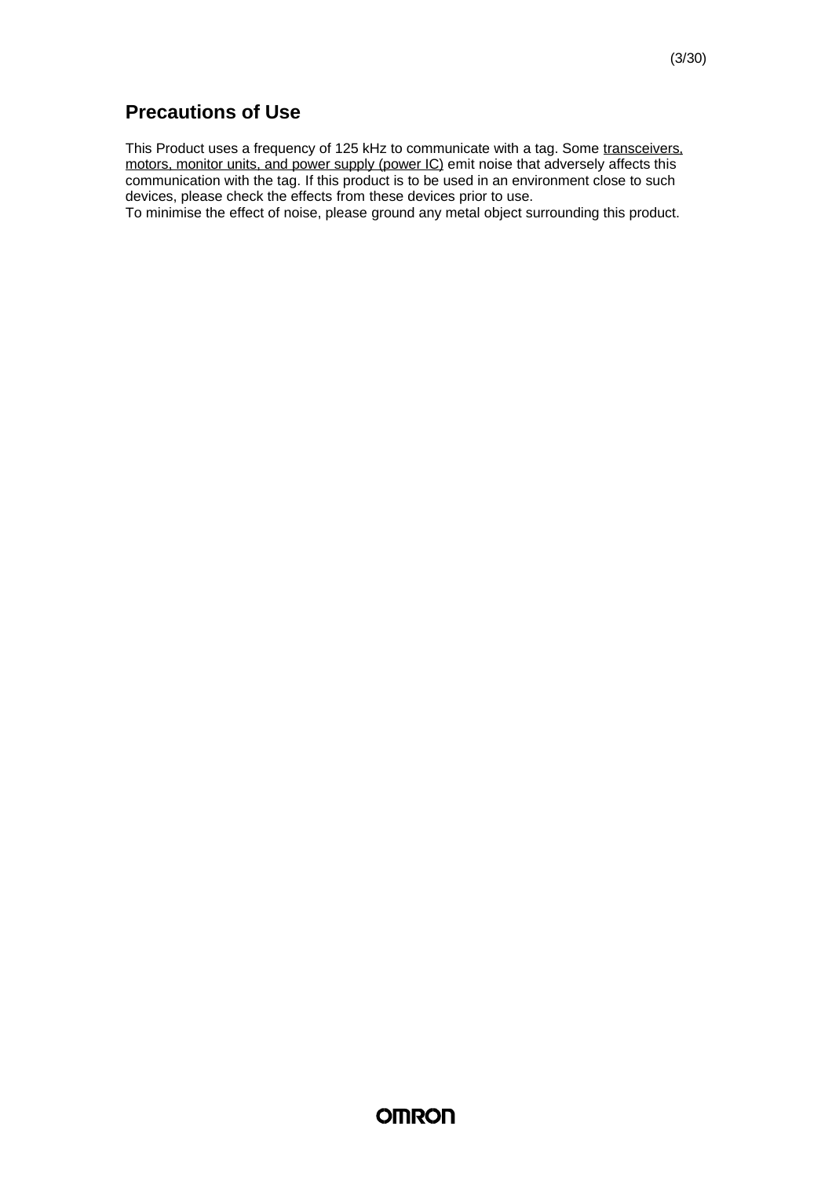## Precautions of Use

This Product uses a frequency of 125 kHz to communicate with a tag. Some <u>transceivers, motors, monitor units, and power supply (power IC)</u> emit noise that adversely affects this communication with the tag. If this product is to be used in an environment close to such devices, please check the effects from these devices prior to use.
To minimise the effect of noise, please ground any metal object surrounding this product.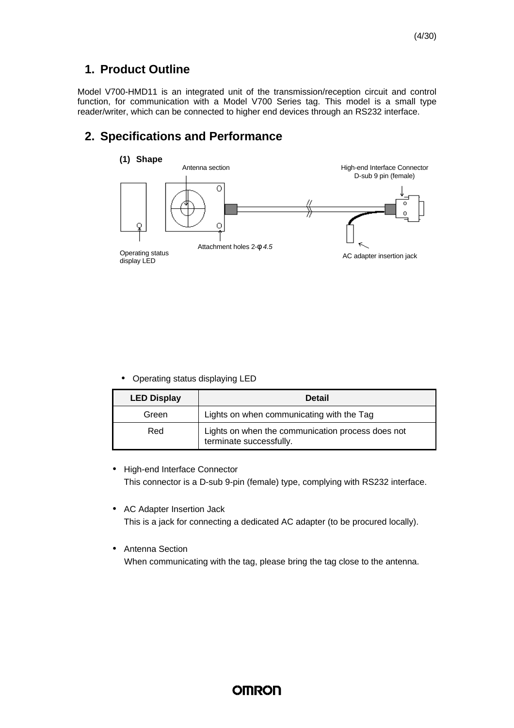## 1. Product Outline

Model V700-HMD11 is an integrated unit of the transmission/reception circuit and control function, for communication with a Model V700 Series tag. This model is a small type reader/writer, which can be connected to higher end devices through an RS232 interface.

## 2. Specifications and Performance

### (1) Shape

Antenna section

High-end Interface Connector D-sub 9 pin (female)

Attachment holes 2-φ4.5

Operating status display LED

AC adapter insertion jack

- Operating status displaying LED

| LED Display | Detail |
|---|---|
| Green | Lights on when communicating with the Tag |
| Red | Lights on when the communication process does not terminate successfully. |

- High-end Interface Connector
  This connector is a D-sub 9-pin (female) type, complying with RS232 interface.

- AC Adapter Insertion Jack
  This is a jack for connecting a dedicated AC adapter (to be procured locally).

- Antenna Section
  When communicating with the tag, please bring the tag close to the antenna.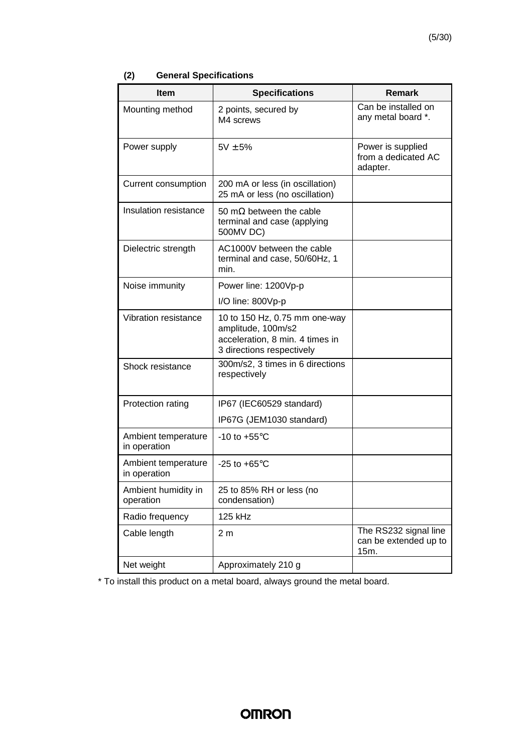### (2) General Specifications

| Item | Specifications | Remark |
|---|---|---|
| Mounting method | 2 points, secured by M4 screws | Can be installed on any metal board *. |
| Power supply | 5V ±5% | Power is supplied from a dedicated AC adapter. |
| Current consumption | 200 mA or less (in oscillation)<br>25 mA or less (no oscillation) | |
| Insulation resistance | 50 mΩ between the cable terminal and case (applying 500MV DC) | |
| Dielectric strength | AC1000V between the cable terminal and case, 50/60Hz, 1 min. | |
| Noise immunity | Power line: 1200Vp-p<br>I/O line: 800Vp-p | |
| Vibration resistance | 10 to 150 Hz, 0.75 mm one-way amplitude, 100m/s2 acceleration, 8 min. 4 times in 3 directions respectively | |
| Shock resistance | 300m/s2, 3 times in 6 directions respectively | |
| Protection rating | IP67 (IEC60529 standard)<br>IP67G (JEM1030 standard) | |
| Ambient temperature in operation | -10 to +55°C | |
| Ambient temperature in operation | -25 to +65°C | |
| Ambient humidity in operation | 25 to 85% RH or less (no condensation) | |
| Radio frequency | 125 kHz | |
| Cable length | 2 m | The RS232 signal line can be extended up to 15m. |
| Net weight | Approximately 210 g | |

* To install this product on a metal board, always ground the metal board.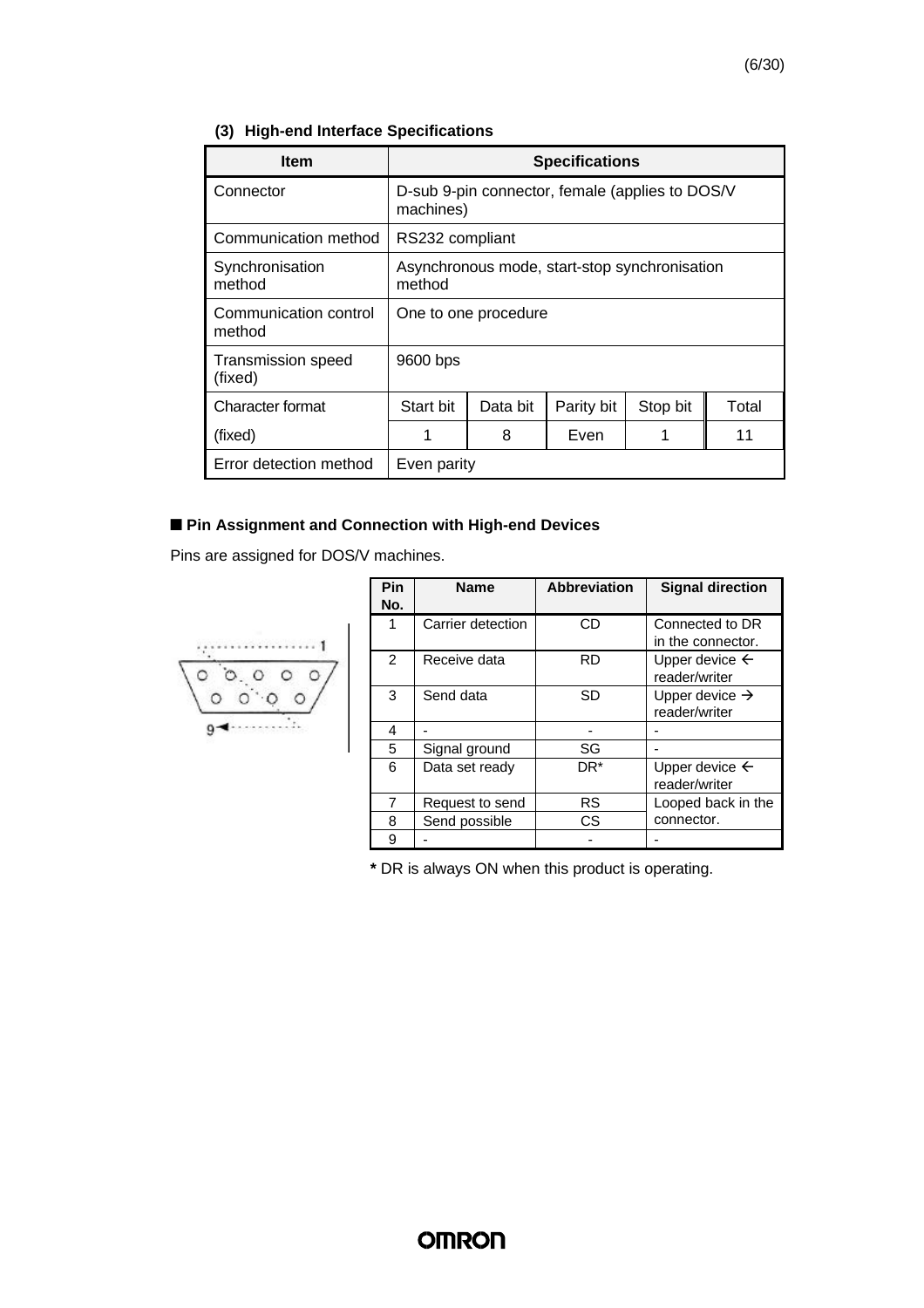### (3) High-end Interface Specifications

| Item | Specifications | | | | |
|---|---|---|---|---|---|
| Connector | D-sub 9-pin connector, female (applies to DOS/V machines) | | | | |
| Communication method | RS232 compliant | | | | |
| Synchronisation method | Asynchronous mode, start-stop synchronisation method | | | | |
| Communication control method | One to one procedure | | | | |
| Transmission speed (fixed) | 9600 bps | | | | |
| Character format | Start bit | Data bit | Parity bit | Stop bit | Total |
| (fixed) | 1 | 8 | Even | 1 | 11 |
| Error detection method | Even parity | | | | |

■ **Pin Assignment and Connection with High-end Devices**

Pins are assigned for DOS/V machines.

| Pin No. | Name | Abbreviation | Signal direction |
|---|---|---|---|
| 1 | Carrier detection | CD | Connected to DR in the connector. |
| 2 | Receive data | RD | Upper device ← reader/writer |
| 3 | Send data | SD | Upper device → reader/writer |
| 4 | - | - | - |
| 5 | Signal ground | SG | - |
| 6 | Data set ready | DR* | Upper device ← reader/writer |
| 7 | Request to send | RS | Looped back in the connector. |
| 8 | Send possible | CS | |
| 9 | - | - | - |

**\*** DR is always ON when this product is operating.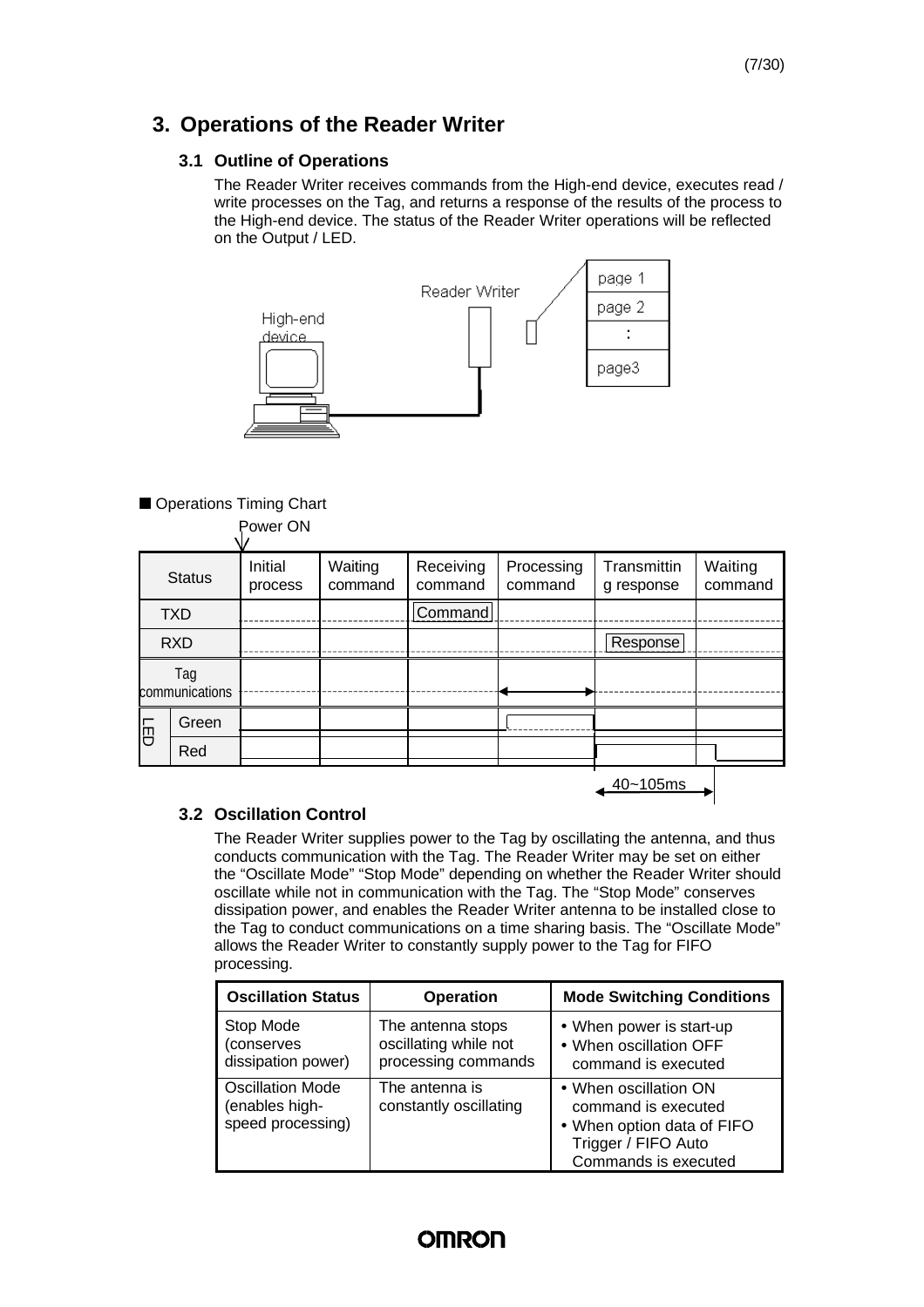# 3. Operations of the Reader Writer

## 3.1 Outline of Operations

The Reader Writer receives commands from the High-end device, executes read / write processes on the Tag, and returns a response of the results of the process to the High-end device. The status of the Reader Writer operations will be reflected on the Output / LED.

■ Operations Timing Chart

Power ON

| Status | Initial process | Waiting command | Receiving command | Processing command | Transmitting response | Waiting command |
|---|---|---|---|---|---|---|
| TXD | | | Command | | | |
| RXD | | | | | Response | |
| Tag communications | | | | ←→ | | |
| LED Green | | | | | | |
| LED Red | | | | | | |

40~105ms

## 3.2 Oscillation Control

The Reader Writer supplies power to the Tag by oscillating the antenna, and thus conducts communication with the Tag. The Reader Writer may be set on either the "Oscillate Mode" "Stop Mode" depending on whether the Reader Writer should oscillate while not in communication with the Tag. The "Stop Mode" conserves dissipation power, and enables the Reader Writer antenna to be installed close to the Tag to conduct communications on a time sharing basis. The "Oscillate Mode" allows the Reader Writer to constantly supply power to the Tag for FIFO processing.

| Oscillation Status | Operation | Mode Switching Conditions |
|---|---|---|
| Stop Mode (conserves dissipation power) | The antenna stops oscillating while not processing commands | • When power is start-up<br>• When oscillation OFF command is executed |
| Oscillation Mode (enables high-speed processing) | The antenna is constantly oscillating | • When oscillation ON command is executed<br>• When option data of FIFO Trigger / FIFO Auto Commands is executed |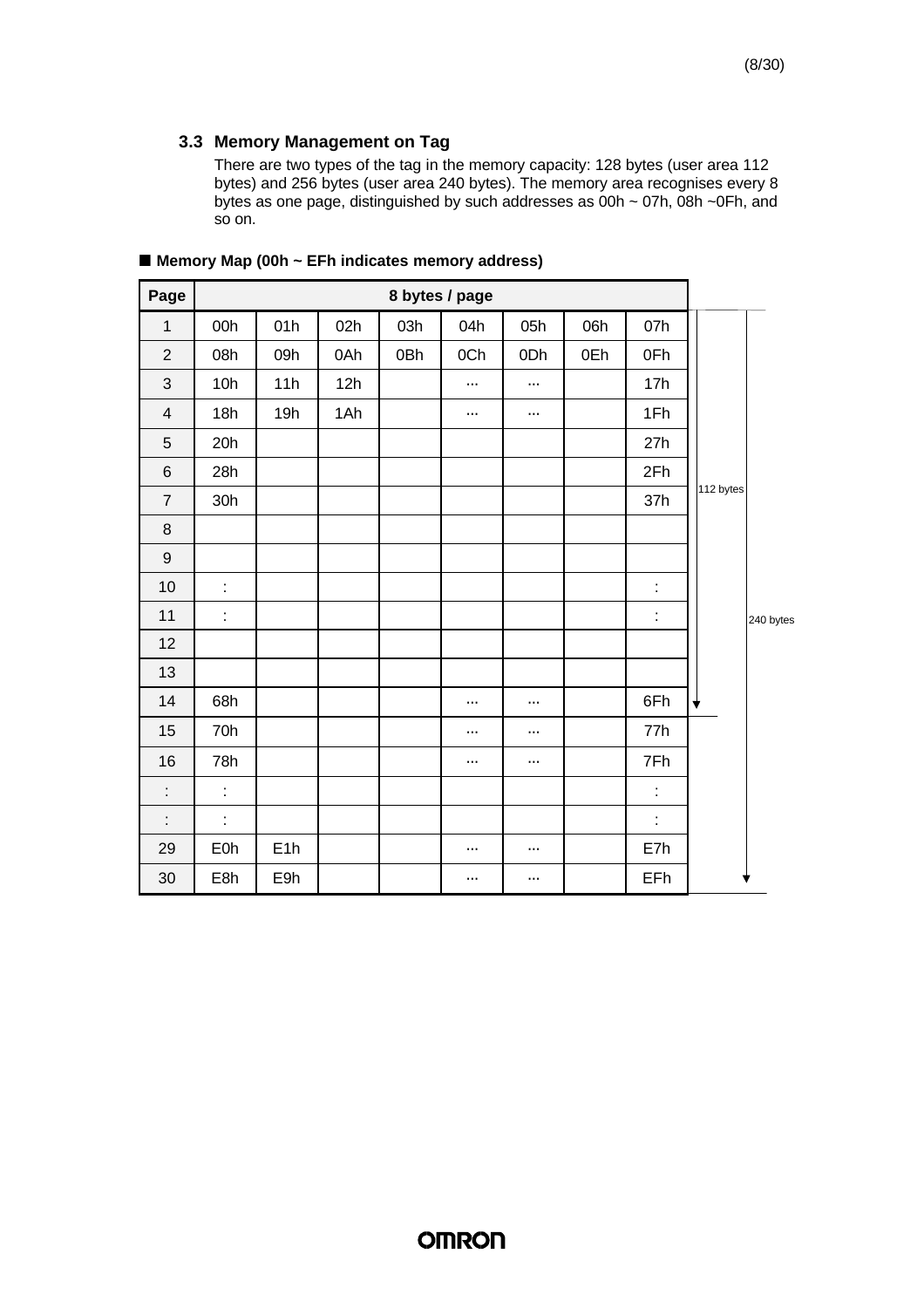### 3.3 Memory Management on Tag

There are two types of the tag in the memory capacity: 128 bytes (user area 112 bytes) and 256 bytes (user area 240 bytes). The memory area recognises every 8 bytes as one page, distinguished by such addresses as 00h ~ 07h, 08h ~0Fh, and so on.

■ **Memory Map (00h ~ EFh indicates memory address)**

| Page | 8 bytes / page | | | | | | | |
|---|---|---|---|---|---|---|---|---|
| 1 | 00h | 01h | 02h | 03h | 04h | 05h | 06h | 07h |
| 2 | 08h | 09h | 0Ah | 0Bh | 0Ch | 0Dh | 0Eh | 0Fh |
| 3 | 10h | 11h | 12h | | ... | ... | | 17h |
| 4 | 18h | 19h | 1Ah | | ... | ... | | 1Fh |
| 5 | 20h | | | | | | | 27h |
| 6 | 28h | | | | | | | 2Fh |
| 7 | 30h | | | | | | | 37h |
| 8 | | | | | | | | |
| 9 | | | | | | | | |
| 10 | : | | | | | | | : |
| 11 | : | | | | | | | : |
| 12 | | | | | | | | |
| 13 | | | | | | | | |
| 14 | 68h | | | | ... | ... | | 6Fh |
| 15 | 70h | | | | ... | ... | | 77h |
| 16 | 78h | | | | ... | ... | | 7Fh |
| : | : | | | | | | | : |
| : | : | | | | | | | : |
| 29 | E0h | E1h | | | ... | ... | | E7h |
| 30 | E8h | E9h | | | ... | ... | | EFh |

112 bytes (pages 1–14)

240 bytes (pages 1–30)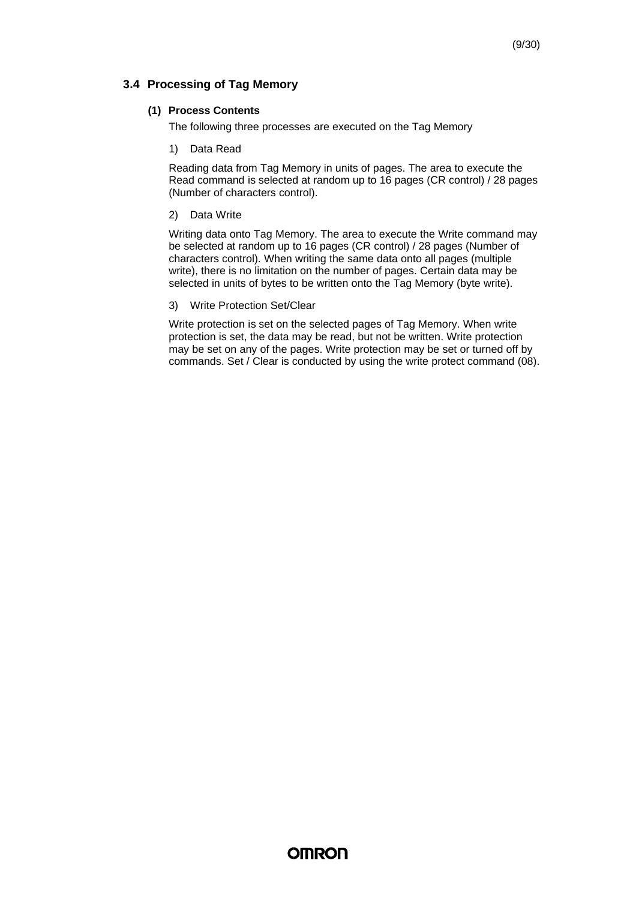## 3.4 Processing of Tag Memory

### (1) Process Contents

The following three processes are executed on the Tag Memory

1) Data Read

Reading data from Tag Memory in units of pages. The area to execute the Read command is selected at random up to 16 pages (CR control) / 28 pages (Number of characters control).

2) Data Write

Writing data onto Tag Memory. The area to execute the Write command may be selected at random up to 16 pages (CR control) / 28 pages (Number of characters control). When writing the same data onto all pages (multiple write), there is no limitation on the number of pages. Certain data may be selected in units of bytes to be written onto the Tag Memory (byte write).

3) Write Protection Set/Clear

Write protection is set on the selected pages of Tag Memory. When write protection is set, the data may be read, but not be written. Write protection may be set on any of the pages. Write protection may be set or turned off by commands. Set / Clear is conducted by using the write protect command (08).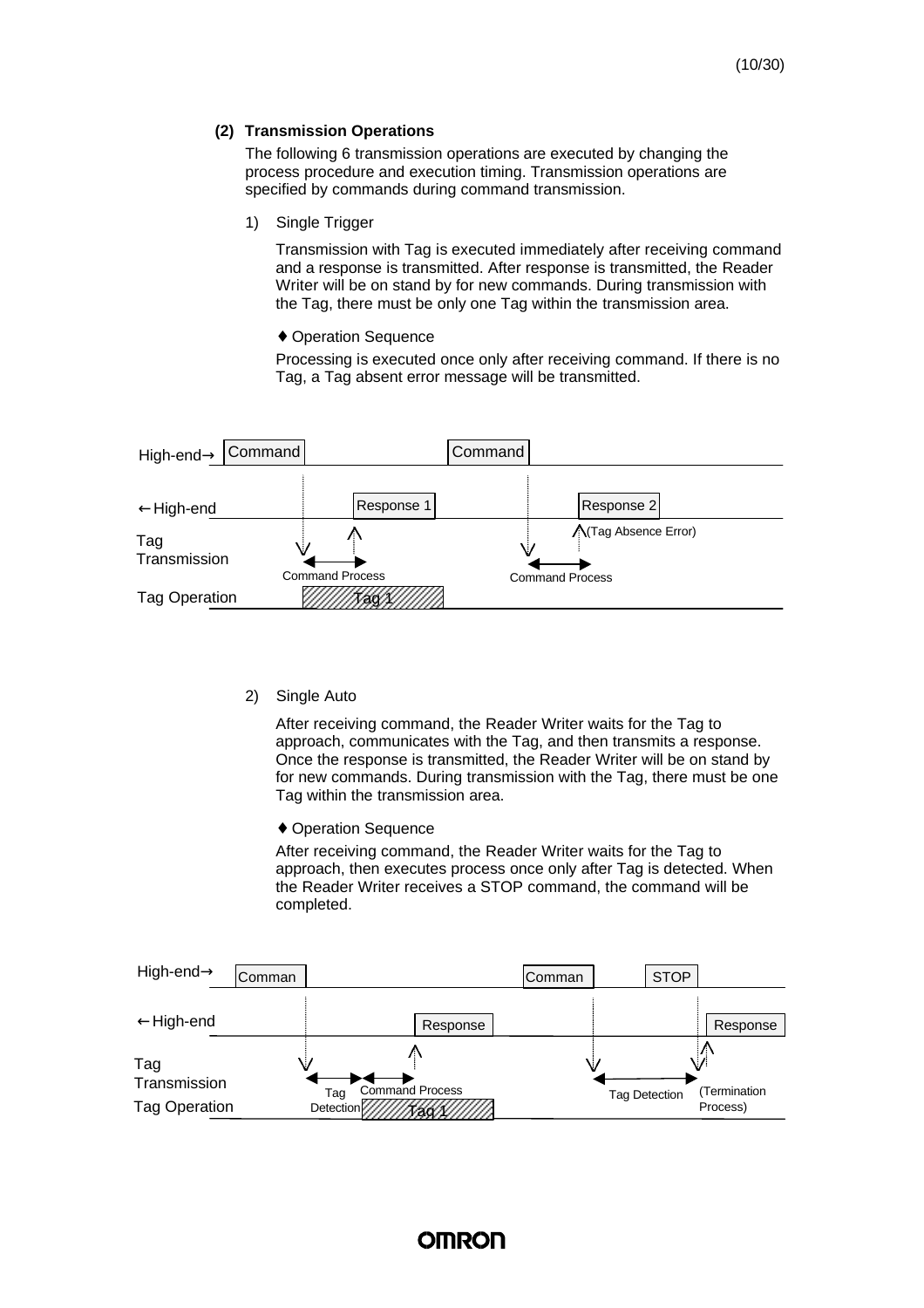### (2) Transmission Operations

The following 6 transmission operations are executed by changing the process procedure and execution timing. Transmission operations are specified by commands during command transmission.

1) Single Trigger

Transmission with Tag is executed immediately after receiving command and a response is transmitted. After response is transmitted, the Reader Writer will be on stand by for new commands. During transmission with the Tag, there must be only one Tag within the transmission area.

♦ Operation Sequence

Processing is executed once only after receiving command. If there is no Tag, a Tag absent error message will be transmitted.

High-end→ Command Command

←High-end Response 1 Response 2

Tag Transmission (Tag Absence Error)

Command Process Command Process

Tag Operation Tag 1

2) Single Auto

After receiving command, the Reader Writer waits for the Tag to approach, communicates with the Tag, and then transmits a response. Once the response is transmitted, the Reader Writer will be on stand by for new commands. During transmission with the Tag, there must be one Tag within the transmission area.

♦ Operation Sequence

After receiving command, the Reader Writer waits for the Tag to approach, then executes process once only after Tag is detected. When the Reader Writer receives a STOP command, the command will be completed.

High-end→ Comman Comman STOP

←High-end Response Response

Tag Transmission Tag Detection Command Process Tag Detection (Termination Process)

Tag Operation Tag 1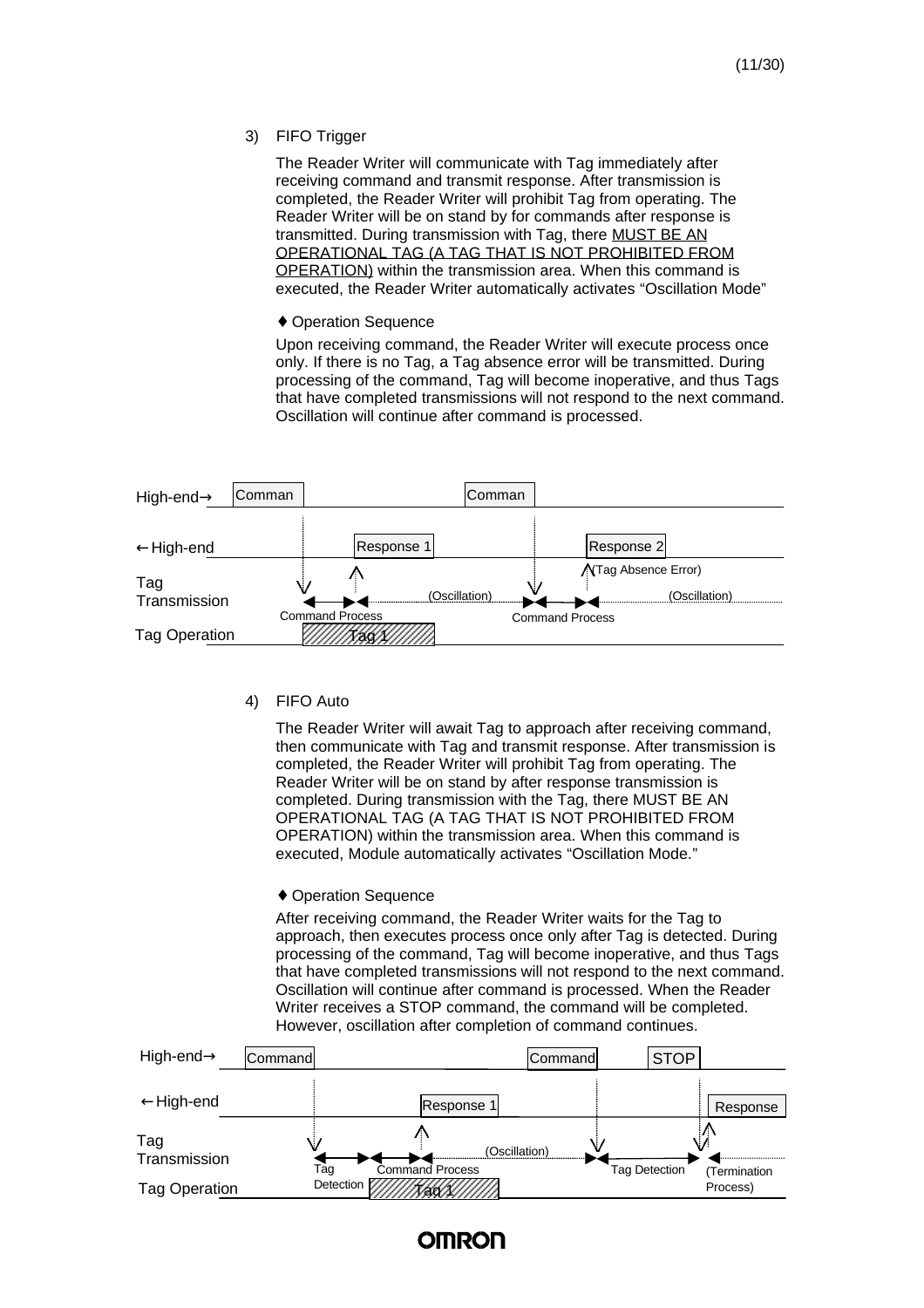3) FIFO Trigger

The Reader Writer will communicate with Tag immediately after receiving command and transmit response. After transmission is completed, the Reader Writer will prohibit Tag from operating. The Reader Writer will be on stand by for commands after response is transmitted. During transmission with Tag, there MUST BE AN OPERATIONAL TAG (A TAG THAT IS NOT PROHIBITED FROM OPERATION) within the transmission area. When this command is executed, the Reader Writer automatically activates “Oscillation Mode”

♦ Operation Sequence

Upon receiving command, the Reader Writer will execute process once only. If there is no Tag, a Tag absence error will be transmitted. During processing of the command, Tag will become inoperative, and thus Tags that have completed transmissions will not respond to the next command. Oscillation will continue after command is processed.

High-end→ Comman Comman

←High-end Response 1 Response 2

Tag Transmission (Oscillation) (Tag Absence Error) (Oscillation)

Command Process Command Process

Tag Operation Tag 1

4) FIFO Auto

The Reader Writer will await Tag to approach after receiving command, then communicate with Tag and transmit response. After transmission is completed, the Reader Writer will prohibit Tag from operating. The Reader Writer will be on stand by after response transmission is completed. During transmission with the Tag, there MUST BE AN OPERATIONAL TAG (A TAG THAT IS NOT PROHIBITED FROM OPERATION) within the transmission area. When this command is executed, Module automatically activates “Oscillation Mode.”

♦ Operation Sequence

After receiving command, the Reader Writer waits for the Tag to approach, then executes process once only after Tag is detected. During processing of the command, Tag will become inoperative, and thus Tags that have completed transmissions will not respond to the next command. Oscillation will continue after command is processed. When the Reader Writer receives a STOP command, the command will be completed. However, oscillation after completion of command continues.

High-end→ Command Command STOP

←High-end Response 1 Response

Tag Transmission (Oscillation)

Tag Detection Command Process Tag Detection (Termination Process)

Tag Operation Tag 1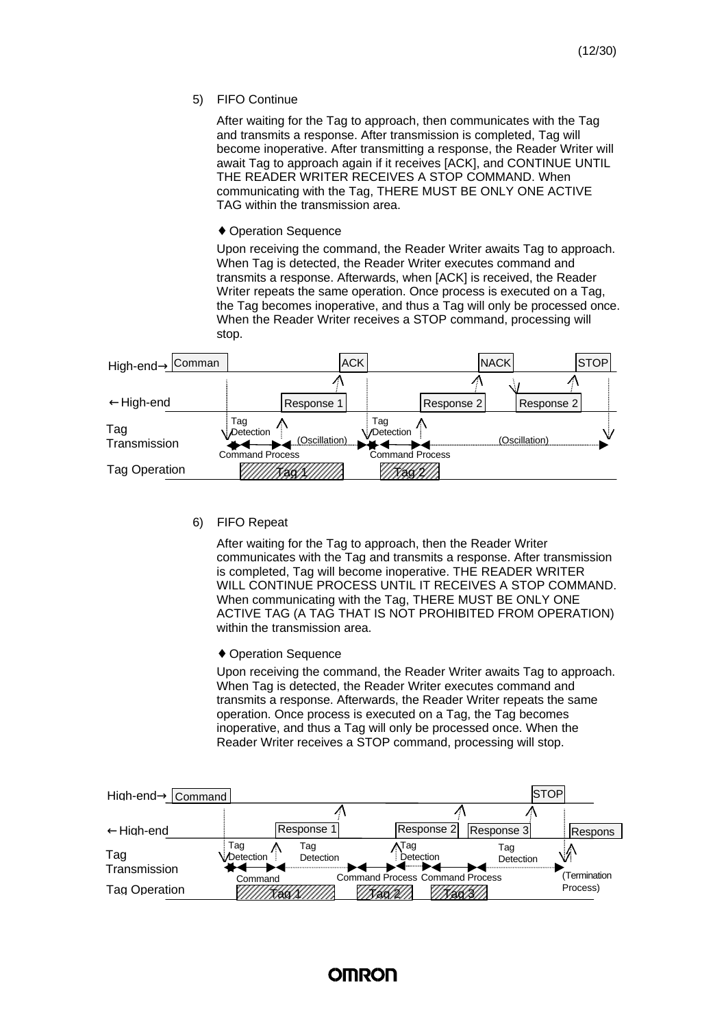5) FIFO Continue

After waiting for the Tag to approach, then communicates with the Tag and transmits a response. After transmission is completed, Tag will become inoperative. After transmitting a response, the Reader Writer will await Tag to approach again if it receives [ACK], and CONTINUE UNTIL THE READER WRITER RECEIVES A STOP COMMAND. When communicating with the Tag, THERE MUST BE ONLY ONE ACTIVE TAG within the transmission area.

♦ Operation Sequence

Upon receiving the command, the Reader Writer awaits Tag to approach. When Tag is detected, the Reader Writer executes command and transmits a response. Afterwards, when [ACK] is received, the Reader Writer repeats the same operation. Once process is executed on a Tag, the Tag becomes inoperative, and thus a Tag will only be processed once. When the Reader Writer receives a STOP command, processing will stop.

High-end→ Comman | ACK | NACK | STOP

←High-end | Response 1 | Response 2 | Response 2

Tag Transmission | Tag Detection | (Oscillation) | Tag Detection | (Oscillation) | Command Process | Command Process

Tag Operation | Tag 1 | Tag 2

6) FIFO Repeat

After waiting for the Tag to approach, then the Reader Writer communicates with the Tag and transmits a response. After transmission is completed, Tag will become inoperative. THE READER WRITER WILL CONTINUE PROCESS UNTIL IT RECEIVES A STOP COMMAND. When communicating with the Tag, THERE MUST BE ONLY ONE ACTIVE TAG (A TAG THAT IS NOT PROHIBITED FROM OPERATION) within the transmission area.

♦ Operation Sequence

Upon receiving the command, the Reader Writer awaits Tag to approach. When Tag is detected, the Reader Writer executes command and transmits a response. Afterwards, the Reader Writer repeats the same operation. Once process is executed on a Tag, the Tag becomes inoperative, and thus a Tag will only be processed once. When the Reader Writer receives a STOP command, processing will stop.

High-end→ Command | STOP

←High-end | Response 1 | Response 2 | Response 3 | Respons

Tag Transmission | Tag Detection | Tag Detection | Tag Detection | Tag Detection | Command | Command Process | Command Process | (Termination Process)

Tag Operation | Tag 1 | Tag 2 | Tag 3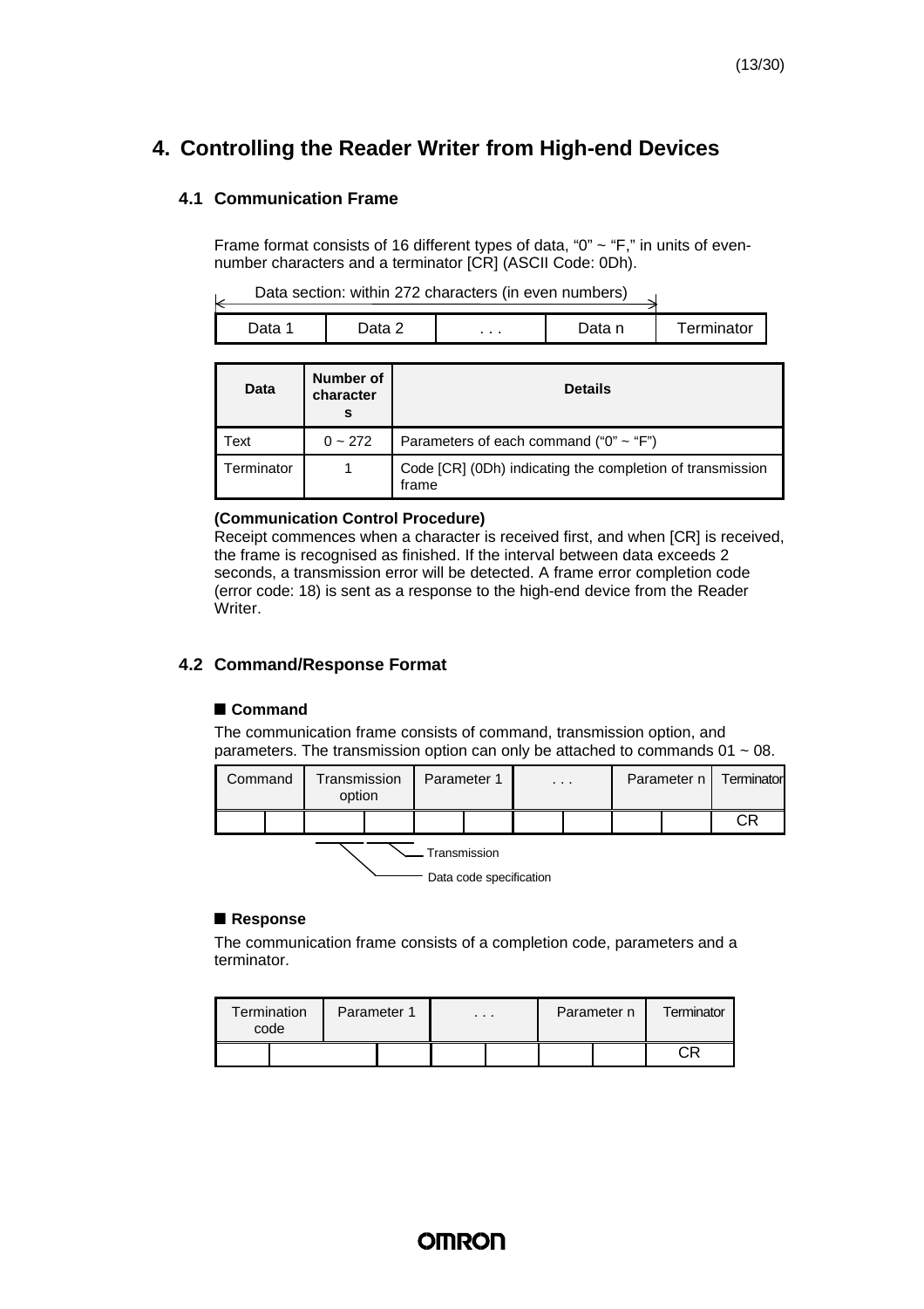# 4. Controlling the Reader Writer from High-end Devices

## 4.1 Communication Frame

Frame format consists of 16 different types of data, “0” ~ “F,” in units of even-number characters and a terminator [CR] (ASCII Code: 0Dh).

Data section: within 272 characters (in even numbers)

| Data 1 | Data 2 | . . . | Data n | Terminator |
|---|---|---|---|---|

| Data | Number of characters | Details |
|---|---|---|
| Text | 0 ~ 272 | Parameters of each command (“0” ~ “F”) |
| Terminator | 1 | Code [CR] (0Dh) indicating the completion of transmission frame |

**(Communication Control Procedure)**

Receipt commences when a character is received first, and when [CR] is received, the frame is recognised as finished. If the interval between data exceeds 2 seconds, a transmission error will be detected. A frame error completion code (error code: 18) is sent as a response to the high-end device from the Reader Writer.

## 4.2 Command/Response Format

### ■ Command

The communication frame consists of command, transmission option, and parameters. The transmission option can only be attached to commands 01 ~ 08.

| Command | | Transmission option | | Parameter 1 | | . . . | | Parameter n | | Terminator |
|---|---|---|---|---|---|---|---|---|---|---|
| | | | | | | | | | | CR |

Transmission

Data code specification

### ■ Response

The communication frame consists of a completion code, parameters and a terminator.

| Termination code | | Parameter 1 | | . . . | | Parameter n | | Terminator |
|---|---|---|---|---|---|---|---|---|
| | | | | | | | | CR |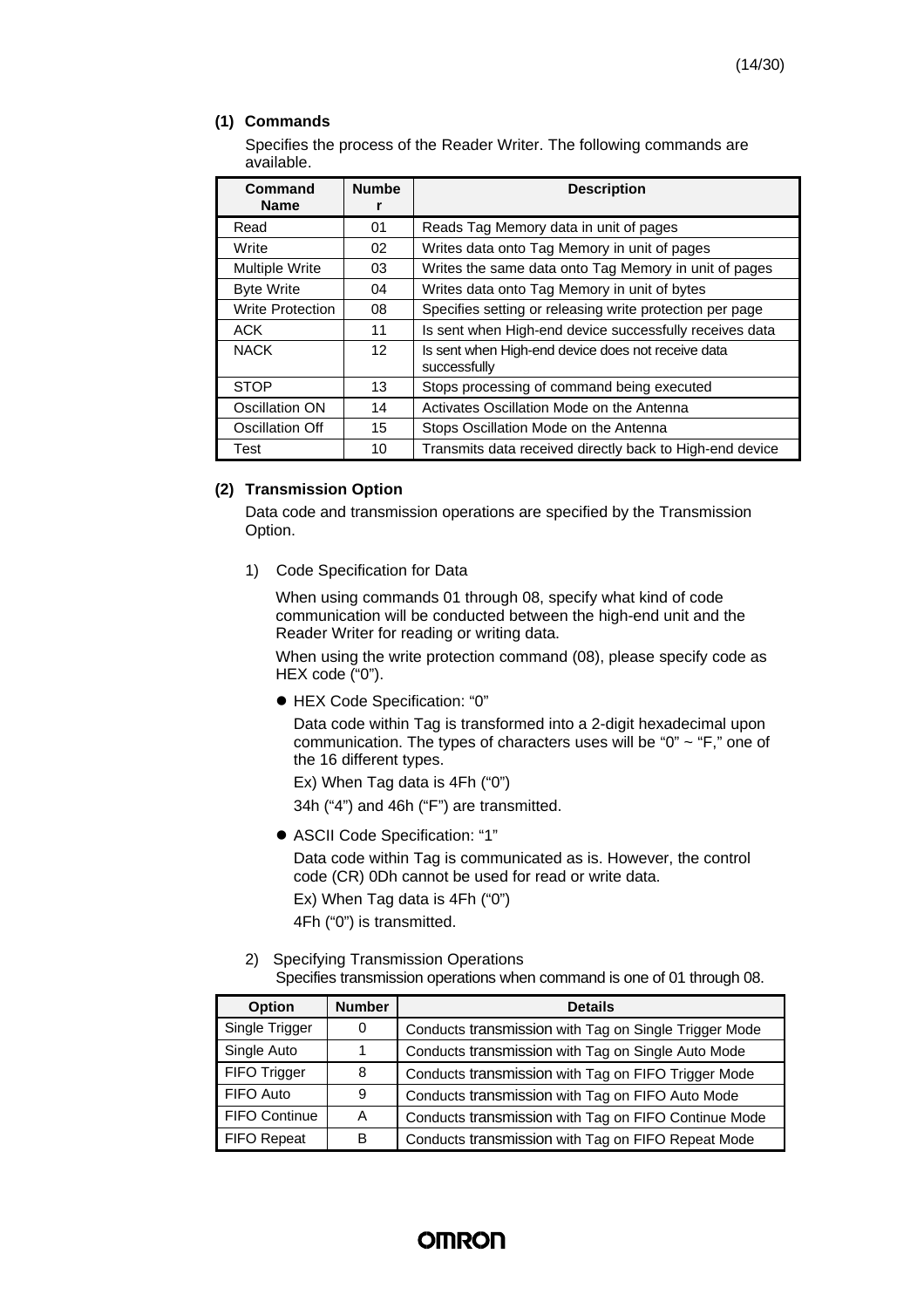### (1) Commands

Specifies the process of the Reader Writer. The following commands are available.

| Command Name | Number | Description |
|---|---|---|
| Read | 01 | Reads Tag Memory data in unit of pages |
| Write | 02 | Writes data onto Tag Memory in unit of pages |
| Multiple Write | 03 | Writes the same data onto Tag Memory in unit of pages |
| Byte Write | 04 | Writes data onto Tag Memory in unit of bytes |
| Write Protection | 08 | Specifies setting or releasing write protection per page |
| ACK | 11 | Is sent when High-end device successfully receives data |
| NACK | 12 | Is sent when High-end device does not receive data successfully |
| STOP | 13 | Stops processing of command being executed |
| Oscillation ON | 14 | Activates Oscillation Mode on the Antenna |
| Oscillation Off | 15 | Stops Oscillation Mode on the Antenna |
| Test | 10 | Transmits data received directly back to High-end device |

### (2) Transmission Option

Data code and transmission operations are specified by the Transmission Option.

1) Code Specification for Data

When using commands 01 through 08, specify what kind of code communication will be conducted between the high-end unit and the Reader Writer for reading or writing data.

When using the write protection command (08), please specify code as HEX code ("0").

- HEX Code Specification: "0"

  Data code within Tag is transformed into a 2-digit hexadecimal upon communication. The types of characters uses will be "0" ~ "F," one of the 16 different types.

  Ex) When Tag data is 4Fh ("0")

  34h ("4") and 46h ("F") are transmitted.

- ASCII Code Specification: "1"

  Data code within Tag is communicated as is. However, the control code (CR) 0Dh cannot be used for read or write data.

  Ex) When Tag data is 4Fh ("0")

  4Fh ("0") is transmitted.

2) Specifying Transmission Operations

Specifies transmission operations when command is one of 01 through 08.

| Option | Number | Details |
|---|---|---|
| Single Trigger | 0 | Conducts transmission with Tag on Single Trigger Mode |
| Single Auto | 1 | Conducts transmission with Tag on Single Auto Mode |
| FIFO Trigger | 8 | Conducts transmission with Tag on FIFO Trigger Mode |
| FIFO Auto | 9 | Conducts transmission with Tag on FIFO Auto Mode |
| FIFO Continue | A | Conducts transmission with Tag on FIFO Continue Mode |
| FIFO Repeat | B | Conducts transmission with Tag on FIFO Repeat Mode |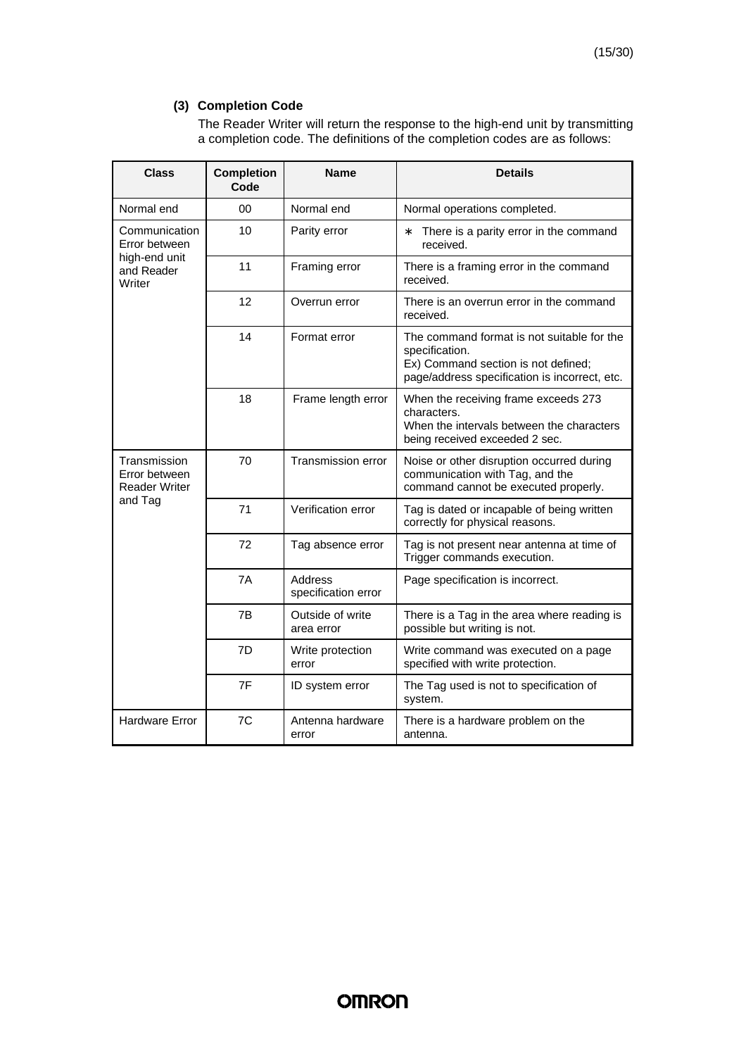### (3) Completion Code

The Reader Writer will return the response to the high-end unit by transmitting a completion code. The definitions of the completion codes are as follows:

| Class | Completion Code | Name | Details |
|---|---|---|---|
| Normal end | 00 | Normal end | Normal operations completed. |
| Communication Error between high-end unit and Reader Writer | 10 | Parity error | ∗ There is a parity error in the command received. |
| | 11 | Framing error | There is a framing error in the command received. |
| | 12 | Overrun error | There is an overrun error in the command received. |
| | 14 | Format error | The command format is not suitable for the specification.<br>Ex) Command section is not defined; page/address specification is incorrect, etc. |
| | 18 | Frame length error | When the receiving frame exceeds 273 characters.<br>When the intervals between the characters being received exceeded 2 sec. |
| Transmission Error between Reader Writer and Tag | 70 | Transmission error | Noise or other disruption occurred during communication with Tag, and the command cannot be executed properly. |
| | 71 | Verification error | Tag is dated or incapable of being written correctly for physical reasons. |
| | 72 | Tag absence error | Tag is not present near antenna at time of Trigger commands execution. |
| | 7A | Address specification error | Page specification is incorrect. |
| | 7B | Outside of write area error | There is a Tag in the area where reading is possible but writing is not. |
| | 7D | Write protection error | Write command was executed on a page specified with write protection. |
| | 7F | ID system error | The Tag used is not to specification of system. |
| Hardware Error | 7C | Antenna hardware error | There is a hardware problem on the antenna. |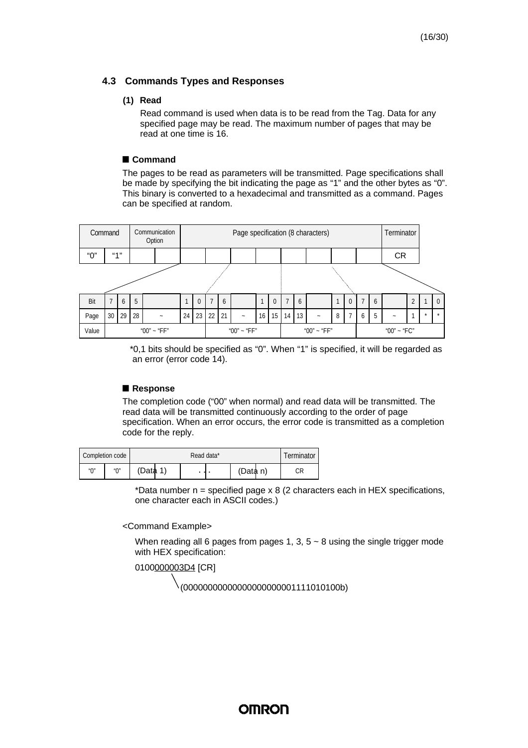## 4.3 Commands Types and Responses

### (1) Read

Read command is used when data is to be read from the Tag. Data for any specified page may be read. The maximum number of pages that may be read at one time is 16.

#### ■ Command

The pages to be read as parameters will be transmitted. Page specifications shall be made by specifying the bit indicating the page as “1” and the other bytes as “0”. This binary is converted to a hexadecimal and transmitted as a command. Pages can be specified at random.

| Command | | Communication Option | | Page specification (8 characters) | | | | | | | | Terminator |
|---|---|---|---|---|---|---|---|---|---|---|---|---|
| “0” | “1” | | | | | | | | | | | CR |

| Bit | 7 | 6 | 5 | | 1 | 0 | 7 | 6 | | 1 | 0 | 7 | 6 | | 1 | 0 | 7 | 6 | | 2 | 1 | 0 |
|---|---|---|---|---|---|---|---|---|---|---|---|---|---|---|---|---|---|---|---|---|---|---|
| Page | 30 | 29 | 28 | ~ | 24 | 23 | 22 | 21 | ~ | 16 | 15 | 14 | 13 | ~ | 8 | 7 | 6 | 5 | ~ | 1 | * | * |
| Value | “00” ~ “FF” | | | | | | “00” ~ “FF” | | | | | “00” ~ “FF” | | | | | “00” ~ “FC” | | | | | |

*0,1 bits should be specified as “0”. When “1” is specified, it will be regarded as an error (error code 14).

#### ■ Response

The completion code (“00” when normal) and read data will be transmitted. The read data will be transmitted continuously according to the order of page specification. When an error occurs, the error code is transmitted as a completion code for the reply.

| Completion code | | Read data* | | | Terminator |
|---|---|---|---|---|---|
| “0” | “0” | (Data 1) | . . . | (Data n) | CR |

*Data number n = specified page x 8 (2 characters each in HEX specifications, one character each in ASCII codes.)

<Command Example>

When reading all 6 pages from pages 1, 3, 5 ~ 8 using the single trigger mode with HEX specification:

0100000003D4 [CR]

(00000000000000000000001111010100b)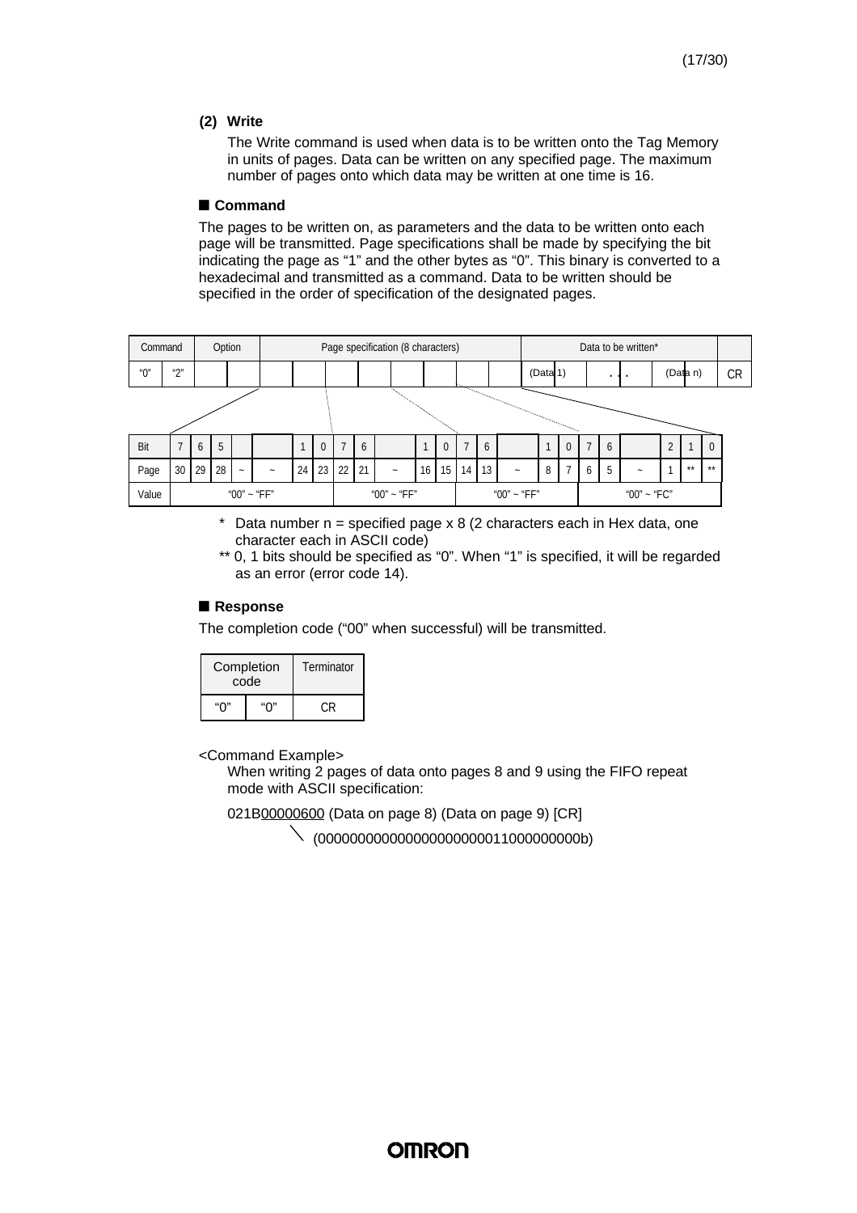**(2) Write**

The Write command is used when data is to be written onto the Tag Memory in units of pages. Data can be written on any specified page. The maximum number of pages onto which data may be written at one time is 16.

■ **Command**

The pages to be written on, as parameters and the data to be written onto each page will be transmitted. Page specifications shall be made by specifying the bit indicating the page as "1" and the other bytes as "0". This binary is converted to a hexadecimal and transmitted as a command. Data to be written should be specified in the order of specification of the designated pages.

| Command | | Option | | Page specification (8 characters) | | | | | | | | Data to be written* | | | CR |
|---|---|---|---|---|---|---|---|---|---|---|---|---|---|---|---|
| "0" | "2" | | | | | | | | | | | (Data 1) | . . . | (Data n) | CR |

| Bit | 7 | 6 | 5 | | | 1 | 0 | 7 | 6 | | 1 | 0 | 7 | 6 | | 1 | 0 | 7 | 6 | | 2 | 1 | 0 |
|---|---|---|---|---|---|---|---|---|---|---|---|---|---|---|---|---|---|---|---|---|---|---|---|
| Page | 30 | 29 | 28 | ~ | ~ | 24 | 23 | 22 | 21 | ~ | 16 | 15 | 14 | 13 | ~ | 8 | 7 | 6 | 5 | ~ | 1 | ** | ** |
| Value | "00" ~ "FF" | | | | | | | "00" ~ "FF" | | | | | "00" ~ "FF" | | | | | "00" ~ "FC" | | | | | |

\* Data number n = specified page x 8 (2 characters each in Hex data, one character each in ASCII code)

** 0, 1 bits should be specified as "0". When "1" is specified, it will be regarded as an error (error code 14).

■ **Response**

The completion code ("00" when successful) will be transmitted.

| Completion code | | Terminator |
|---|---|---|
| "0" | "0" | CR |

<Command Example>

When writing 2 pages of data onto pages 8 and 9 using the FIFO repeat mode with ASCII specification:

021B<u>00000600</u> (Data on page 8) (Data on page 9) [CR]

(00000000000000000000011000000000b)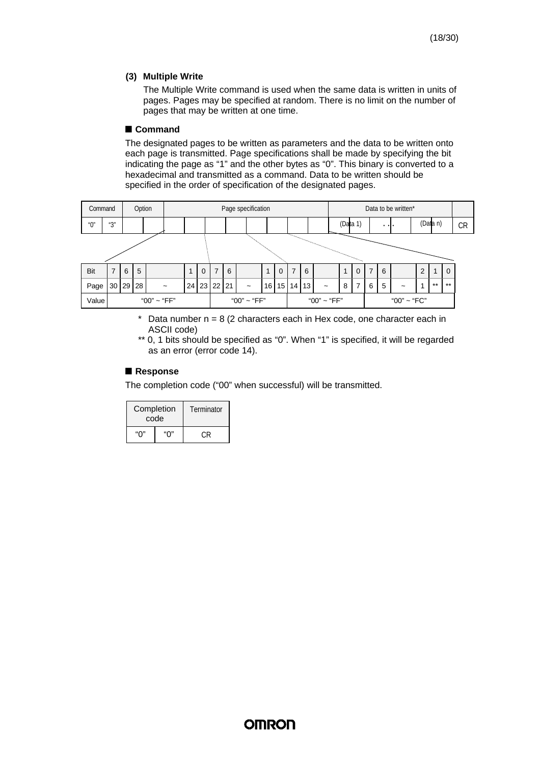### (3) Multiple Write

The Multiple Write command is used when the same data is written in units of pages. Pages may be specified at random. There is no limit on the number of pages that may be written at one time.

■ **Command**

The designated pages to be written as parameters and the data to be written onto each page is transmitted. Page specifications shall be made by specifying the bit indicating the page as "1" and the other bytes as "0". This binary is converted to a hexadecimal and transmitted as a command. Data to be written should be specified in the order of specification of the designated pages.

| Command | | Option | | Page specification | | | | | | | | Data to be written* | | | | |
|---|---|---|---|---|---|---|---|---|---|---|---|---|---|---|---|---|
| "0" | "3" | | | | | | | | | | | (Data 1) | | . . . | (Data n) | CR |

| Bit | 7 | 6 | 5 | | 1 | 0 | 7 | 6 | | 1 | 0 | 7 | 6 | | 1 | 0 | 7 | 6 | | 2 | 1 | 0 |
|---|---|---|---|---|---|---|---|---|---|---|---|---|---|---|---|---|---|---|---|---|---|---|
| Page | 30 | 29 | 28 | ~ | 24 | 23 | 22 | 21 | ~ | 16 | 15 | 14 | 13 | ~ | 8 | 7 | 6 | 5 | ~ | 1 | ** | ** |
| Value | "00" ~ "FF" | | | | | | "00" ~ "FF" | | | | | "00" ~ "FF" | | | | | "00" ~ "FC" | | | | | |

\* Data number n = 8 (2 characters each in Hex code, one character each in ASCII code)

** 0, 1 bits should be specified as "0". When "1" is specified, it will be regarded as an error (error code 14).

■ **Response**

The completion code ("00" when successful) will be transmitted.

| Completion code | | Terminator |
|---|---|---|
| "0" | "0" | CR |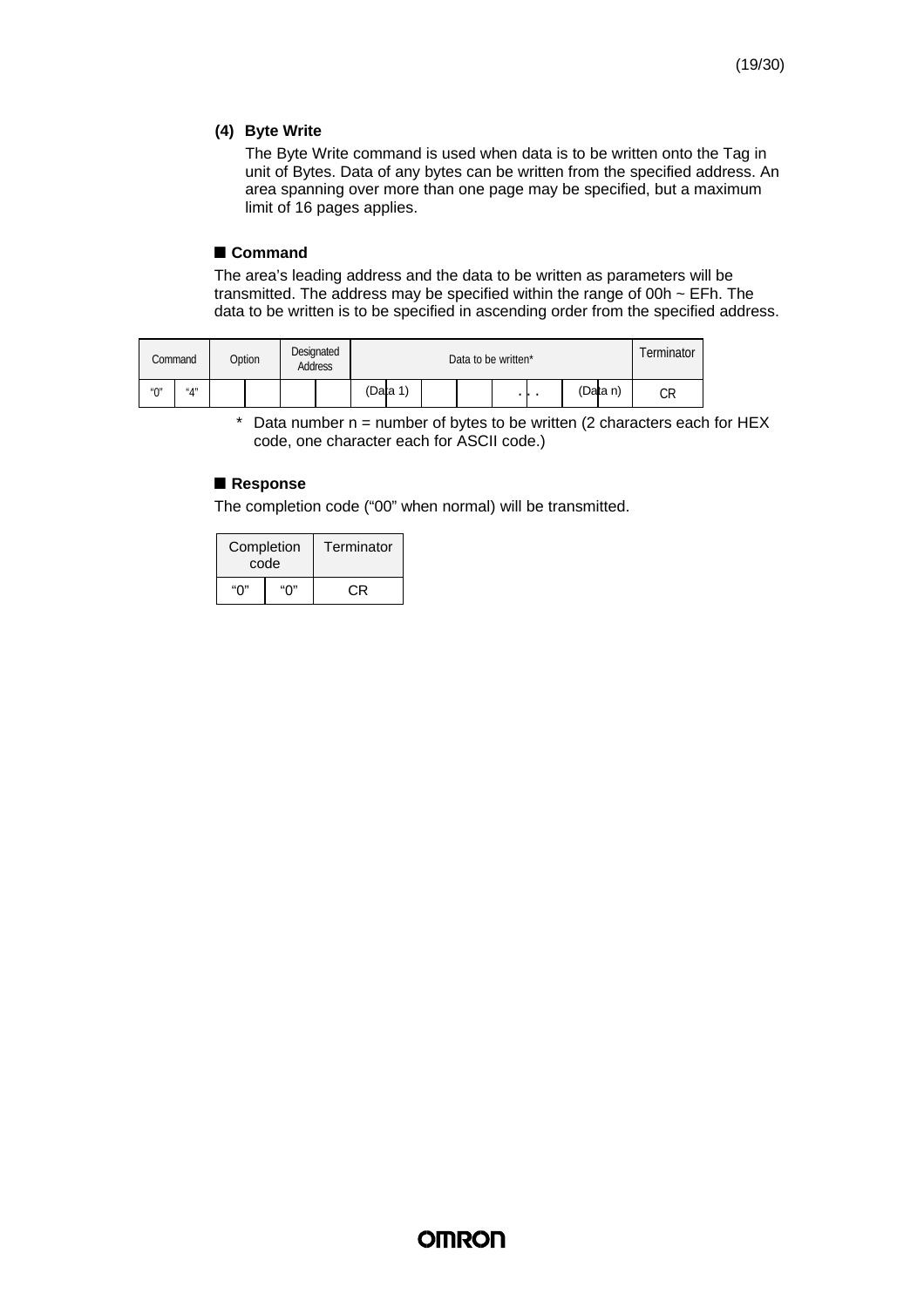**(4) Byte Write**

The Byte Write command is used when data is to be written onto the Tag in unit of Bytes. Data of any bytes can be written from the specified address. An area spanning over more than one page may be specified, but a maximum limit of 16 pages applies.

**■ Command**

The area's leading address and the data to be written as parameters will be transmitted. The address may be specified within the range of 00h ~ EFh. The data to be written is to be specified in ascending order from the specified address.

| Command | | Option | | Designated Address | | Data to be written* | | | | | | | | Terminator |
|---|---|---|---|---|---|---|---|---|---|---|---|---|---|---|
| "0" | "4" | | | | | (Data 1) | | | | . . . | | (Data n) | | CR |

\* Data number n = number of bytes to be written (2 characters each for HEX code, one character each for ASCII code.)

**■ Response**

The completion code ("00" when normal) will be transmitted.

| Completion code | | Terminator |
|---|---|---|
| "0" | "0" | CR |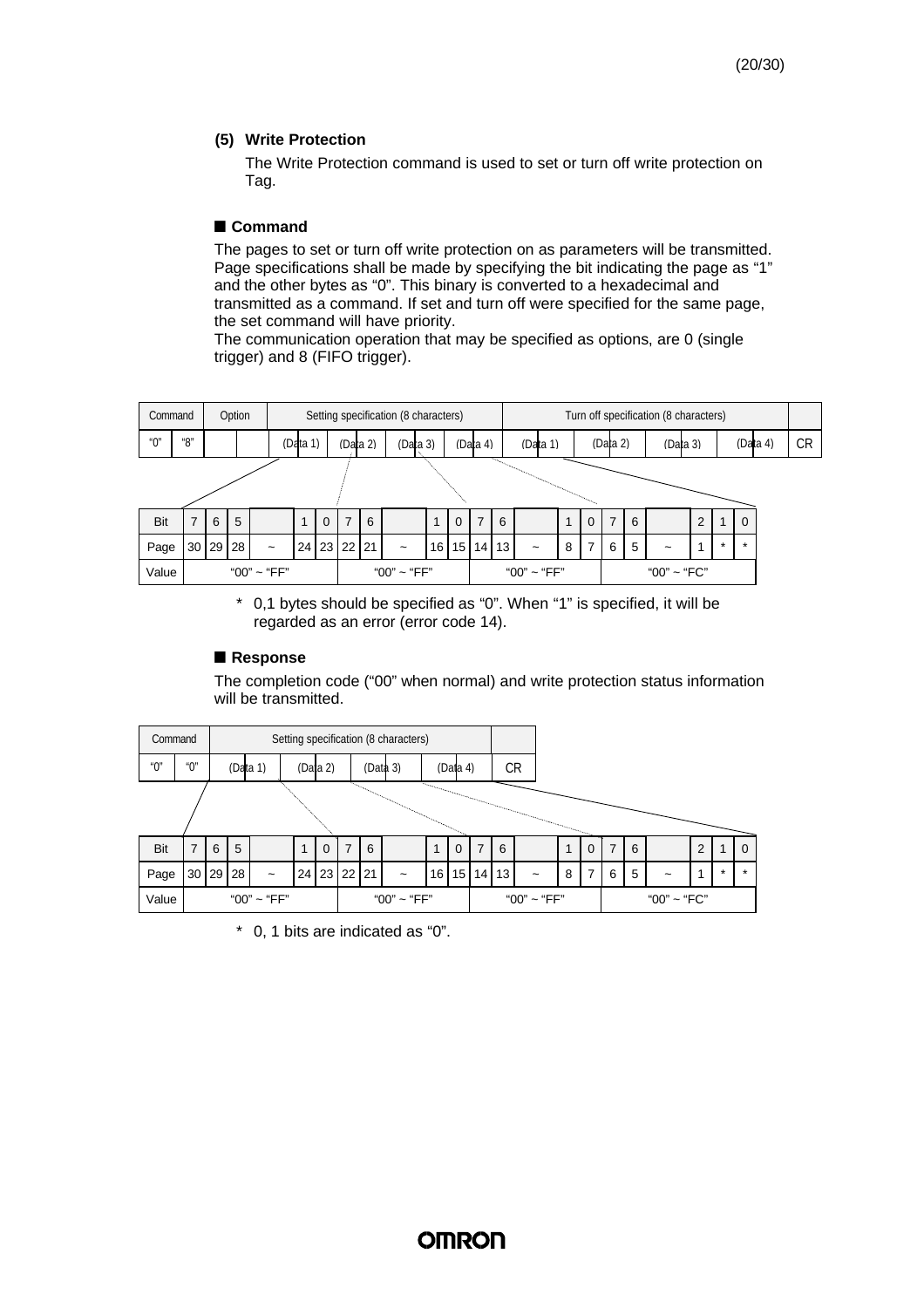(5) **Write Protection**

The Write Protection command is used to set or turn off write protection on Tag.

## ■ Command

The pages to set or turn off write protection on as parameters will be transmitted. Page specifications shall be made by specifying the bit indicating the page as "1" and the other bytes as "0". This binary is converted to a hexadecimal and transmitted as a command. If set and turn off were specified for the same page, the set command will have priority.
The communication operation that may be specified as options, are 0 (single trigger) and 8 (FIFO trigger).

| Command | | Option | | Setting specification (8 characters) | | | | Turn off specification (8 characters) | | | | |
|---|---|---|---|---|---|---|---|---|---|---|---|---|
| "0" | "8" | | | (Data 1) | (Data 2) | (Data 3) | (Data 4) | (Data 1) | (Data 2) | (Data 3) | (Data 4) | CR |

| Bit | 7 | 6 | 5 | | 1 | 0 | 7 | 6 | | 1 | 0 | 7 | 6 | | 1 | 0 | 7 | 6 | | 2 | 1 | 0 |
|---|---|---|---|---|---|---|---|---|---|---|---|---|---|---|---|---|---|---|---|---|---|---|
| Page | 30 | 29 | 28 | ~ | 24 | 23 | 22 | 21 | ~ | 16 | 15 | 14 | 13 | ~ | 8 | 7 | 6 | 5 | ~ | 1 | * | * |
| Value | "00" ~ "FF" | | | | | | "00" ~ "FF" | | | | | | "00" ~ "FF" | | | | | | "00" ~ "FC" | | | |

\* 0,1 bytes should be specified as "0". When "1" is specified, it will be regarded as an error (error code 14).

## ■ Response

The completion code ("00" when normal) and write protection status information will be transmitted.

| Command | | Setting specification (8 characters) | | | | |
|---|---|---|---|---|---|---|
| "0" | "0" | (Data 1) | (Data 2) | (Data 3) | (Data 4) | CR |

| Bit | 7 | 6 | 5 | | 1 | 0 | 7 | 6 | | 1 | 0 | 7 | 6 | | 1 | 0 | 7 | 6 | | 2 | 1 | 0 |
|---|---|---|---|---|---|---|---|---|---|---|---|---|---|---|---|---|---|---|---|---|---|---|
| Page | 30 | 29 | 28 | ~ | 24 | 23 | 22 | 21 | ~ | 16 | 15 | 14 | 13 | ~ | 8 | 7 | 6 | 5 | ~ | 1 | * | * |
| Value | "00" ~ "FF" | | | | | | "00" ~ "FF" | | | | | | "00" ~ "FF" | | | | | | "00" ~ "FC" | | | |

\* 0, 1 bits are indicated as "0".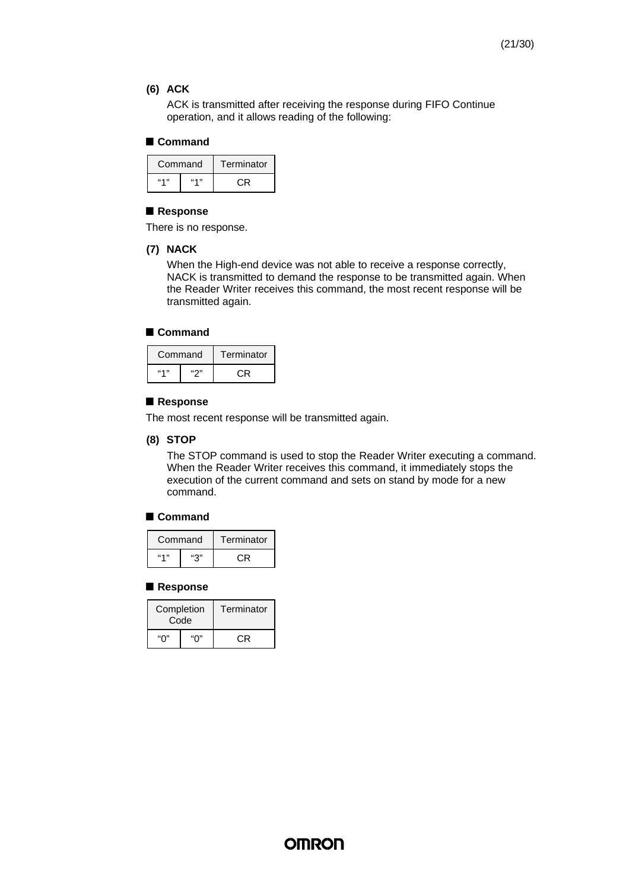**(6) ACK**

ACK is transmitted after receiving the response during FIFO Continue operation, and it allows reading of the following:

■ **Command**

| Command | | Terminator |
|---|---|---|
| “1” | “1” | CR |

■ **Response**

There is no response.

**(7) NACK**

When the High-end device was not able to receive a response correctly, NACK is transmitted to demand the response to be transmitted again. When the Reader Writer receives this command, the most recent response will be transmitted again.

■ **Command**

| Command | | Terminator |
|---|---|---|
| “1” | “2” | CR |

■ **Response**

The most recent response will be transmitted again.

**(8) STOP**

The STOP command is used to stop the Reader Writer executing a command. When the Reader Writer receives this command, it immediately stops the execution of the current command and sets on stand by mode for a new command.

■ **Command**

| Command | | Terminator |
|---|---|---|
| “1” | “3” | CR |

■ **Response**

| Completion Code | | Terminator |
|---|---|---|
| “0” | “0” | CR |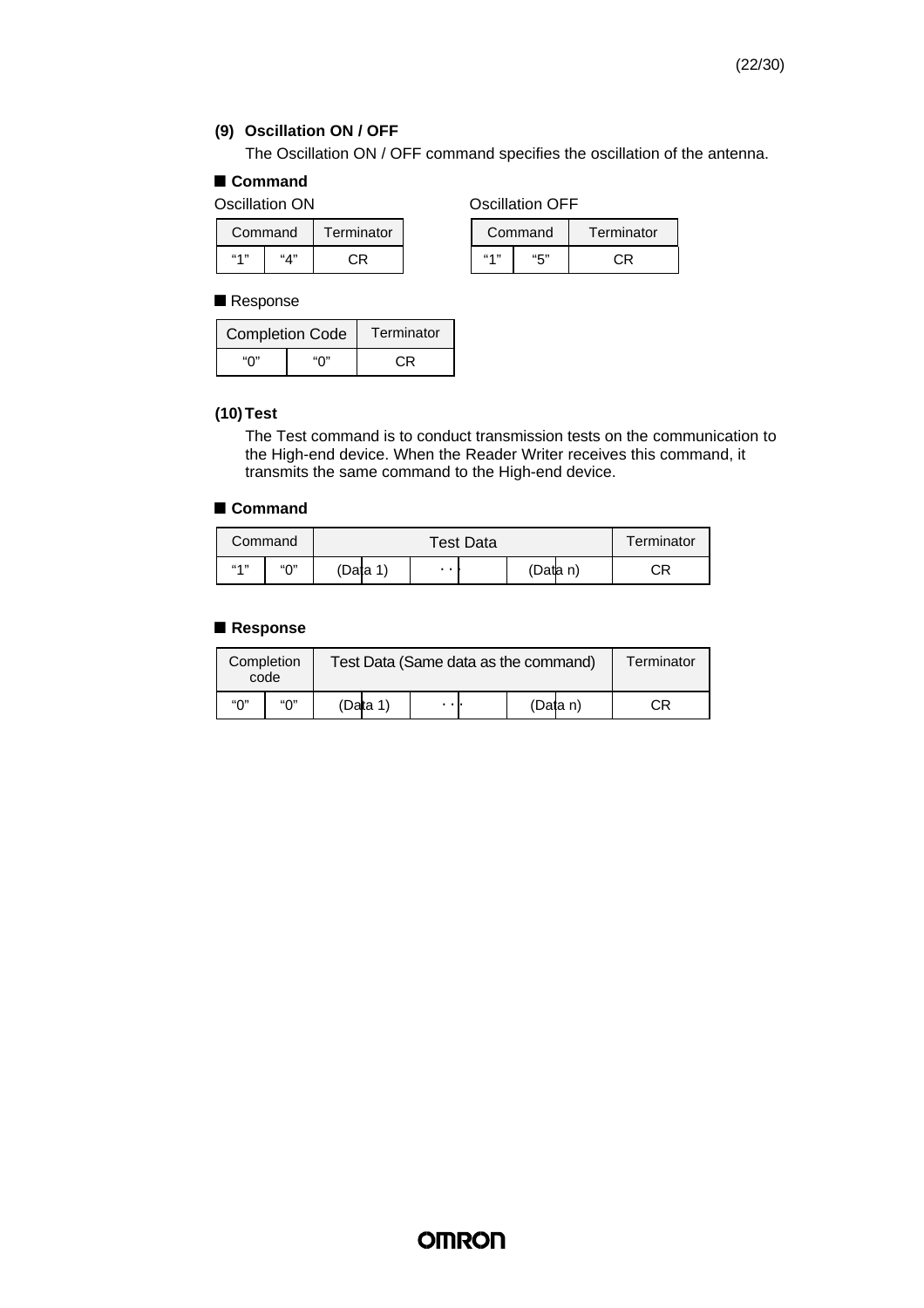### (9) Oscillation ON / OFF

The Oscillation ON / OFF command specifies the oscillation of the antenna.

■ **Command**

Oscillation ON

| Command | | Terminator |
|---|---|---|
| "1" | "4" | CR |

Oscillation OFF

| Command | | Terminator |
|---|---|---|
| "1" | "5" | CR |

■ Response

| Completion Code | | Terminator |
|---|---|---|
| "0" | "0" | CR |

### (10) Test

The Test command is to conduct transmission tests on the communication to the High-end device. When the Reader Writer receives this command, it transmits the same command to the High-end device.

■ **Command**

| Command | | Test Data | | | Terminator |
|---|---|---|---|---|---|
| "1" | "0" | (Data 1) | · · · | (Data n) | CR |

■ **Response**

| Completion code | | Test Data (Same data as the command) | | | Terminator |
|---|---|---|---|---|---|
| "0" | "0" | (Data 1) | · · · | (Data n) | CR |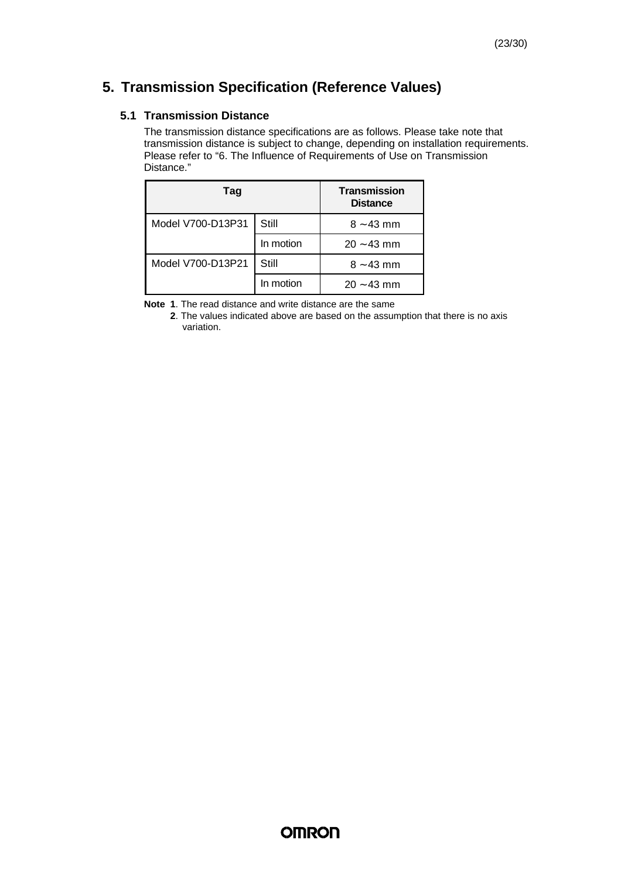## 5. Transmission Specification (Reference Values)

### 5.1 Transmission Distance

The transmission distance specifications are as follows. Please take note that transmission distance is subject to change, depending on installation requirements. Please refer to “6. The Influence of Requirements of Use on Transmission Distance.”

| Tag | | Transmission Distance |
|---|---|---|
| Model V700-D13P31 | Still | 8 ~43 mm |
| | In motion | 20 ~43 mm |
| Model V700-D13P21 | Still | 8 ~43 mm |
| | In motion | 20 ~43 mm |

**Note 1**. The read distance and write distance are the same

**2**. The values indicated above are based on the assumption that there is no axis variation.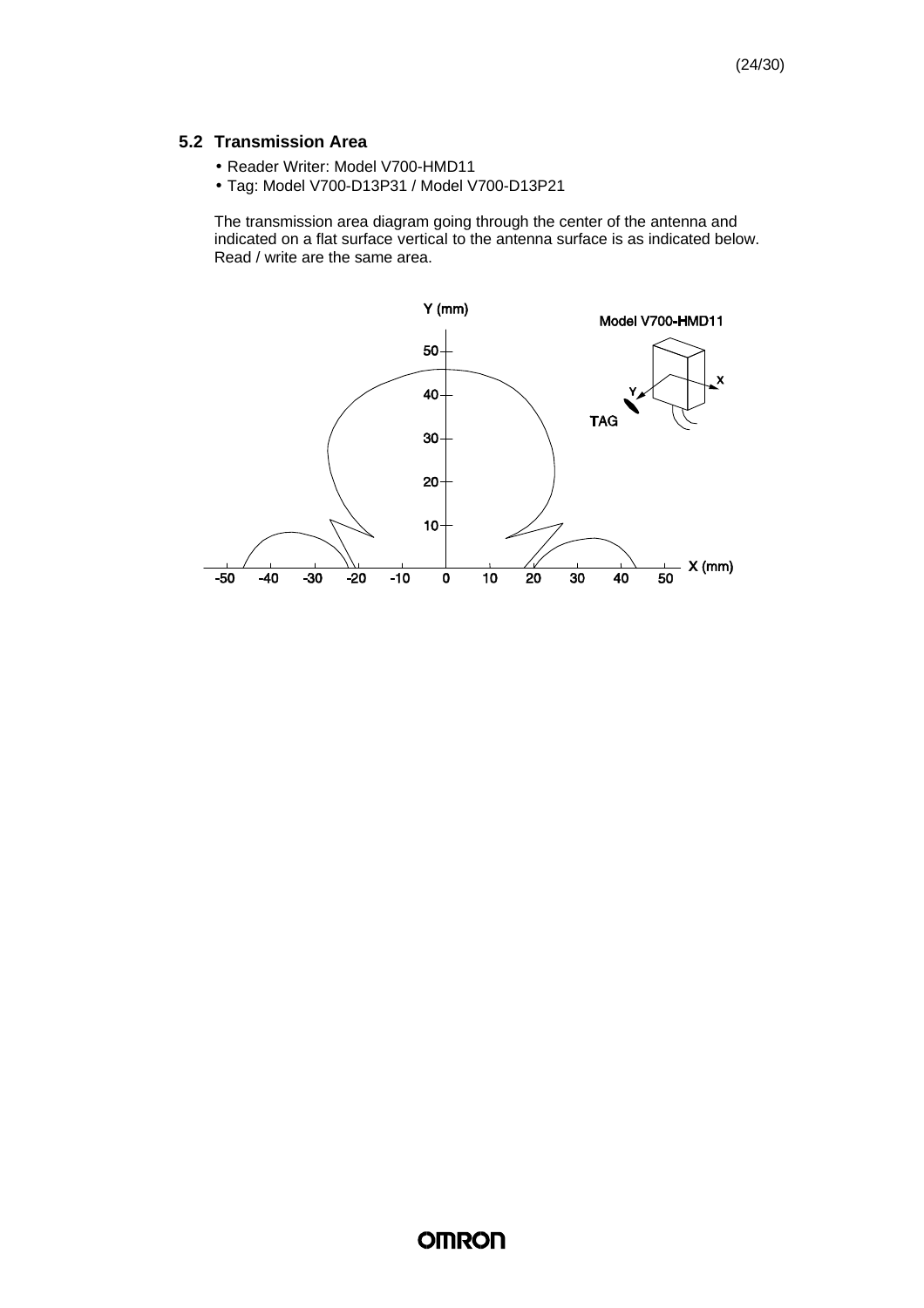### 5.2 Transmission Area

- Reader Writer: Model V700-HMD11
- Tag: Model V700-D13P31 / Model V700-D13P21

The transmission area diagram going through the center of the antenna and indicated on a flat surface vertical to the antenna surface is as indicated below. Read / write are the same area.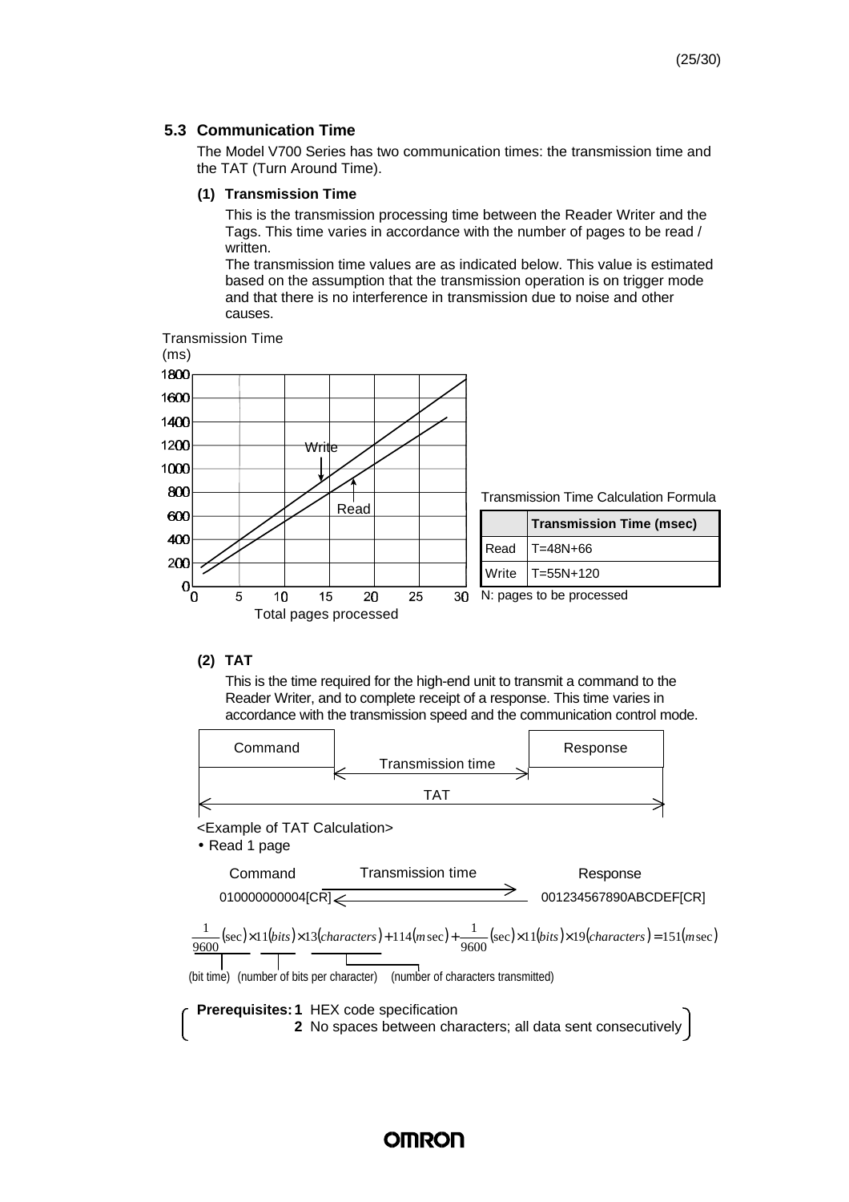### 5.3 Communication Time

The Model V700 Series has two communication times: the transmission time and the TAT (Turn Around Time).

#### (1) Transmission Time

This is the transmission processing time between the Reader Writer and the Tags. This time varies in accordance with the number of pages to be read / written.

The transmission time values are as indicated below. This value is estimated based on the assumption that the transmission operation is on trigger mode and that there is no interference in transmission due to noise and other causes.

Transmission Time Calculation Formula

| | Transmission Time (msec) |
|---|---|
| Read | T=48N+66 |
| Write | T=55N+120 |

N: pages to be processed

#### (2) TAT

This is the time required for the high-end unit to transmit a command to the Reader Writer, and to complete receipt of a response. This time varies in accordance with the transmission speed and the communication control mode.

<Example of TAT Calculation>

- Read 1 page

Command: 010000000004[CR]

Response: 001234567890ABCDEF[CR]

$$\frac{1}{9600}(\sec)\times 11(bits)\times 13(characters)+114(m\sec)+\frac{1}{9600}(\sec)\times 11(bits)\times 19(characters)=151(m\sec)$$

(bit time) (number of bits per character) (number of characters transmitted)

**Prerequisites:**
1. HEX code specification
2. No spaces between characters; all data sent consecutively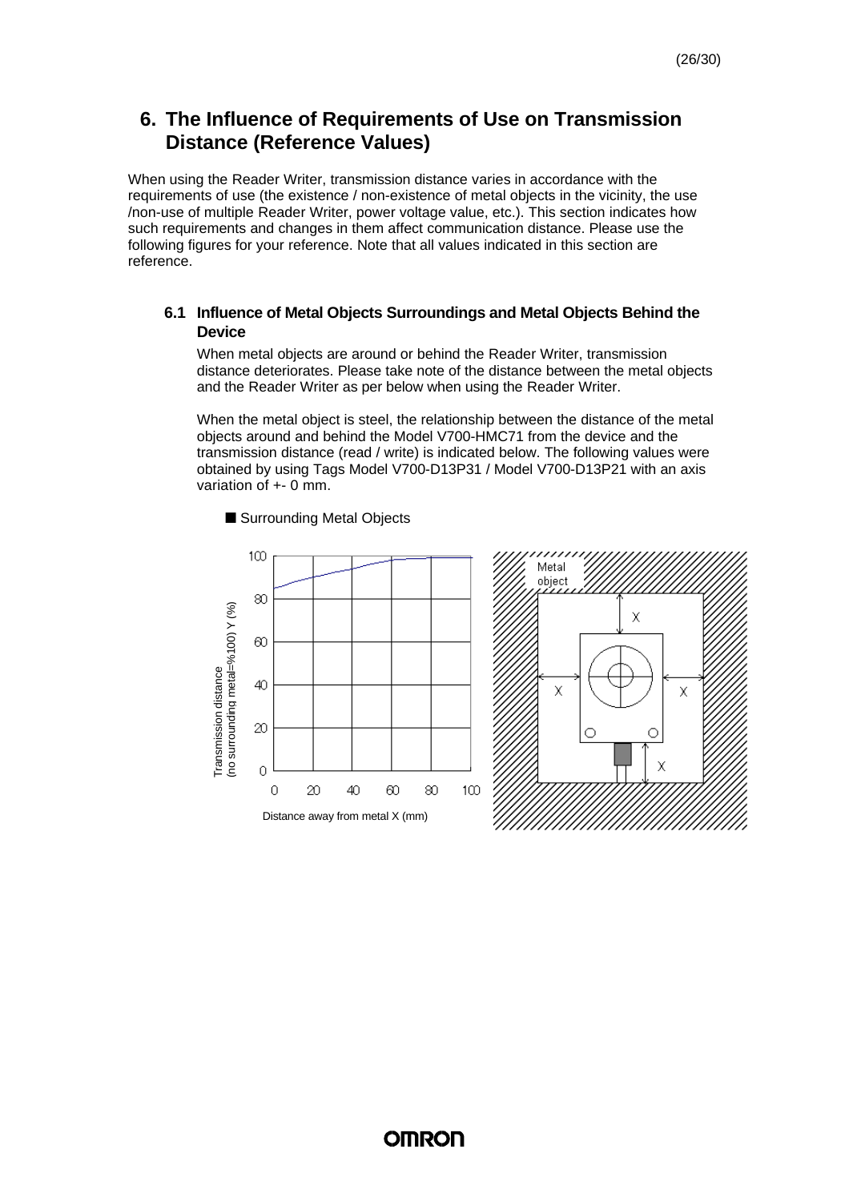# 6. The Influence of Requirements of Use on Transmission Distance (Reference Values)

When using the Reader Writer, transmission distance varies in accordance with the requirements of use (the existence / non-existence of metal objects in the vicinity, the use /non-use of multiple Reader Writer, power voltage value, etc.). This section indicates how such requirements and changes in them affect communication distance. Please use the following figures for your reference. Note that all values indicated in this section are reference.

## 6.1 Influence of Metal Objects Surroundings and Metal Objects Behind the Device

When metal objects are around or behind the Reader Writer, transmission distance deteriorates. Please take note of the distance between the metal objects and the Reader Writer as per below when using the Reader Writer.

When the metal object is steel, the relationship between the distance of the metal objects around and behind the Model V700-HMC71 from the device and the transmission distance (read / write) is indicated below. The following values were obtained by using Tags Model V700-D13P31 / Model V700-D13P21 with an axis variation of +- 0 mm.

■ Surrounding Metal Objects

Transmission distance (no surrounding metal=%100) Y (%)

Distance away from metal X (mm)

Metal object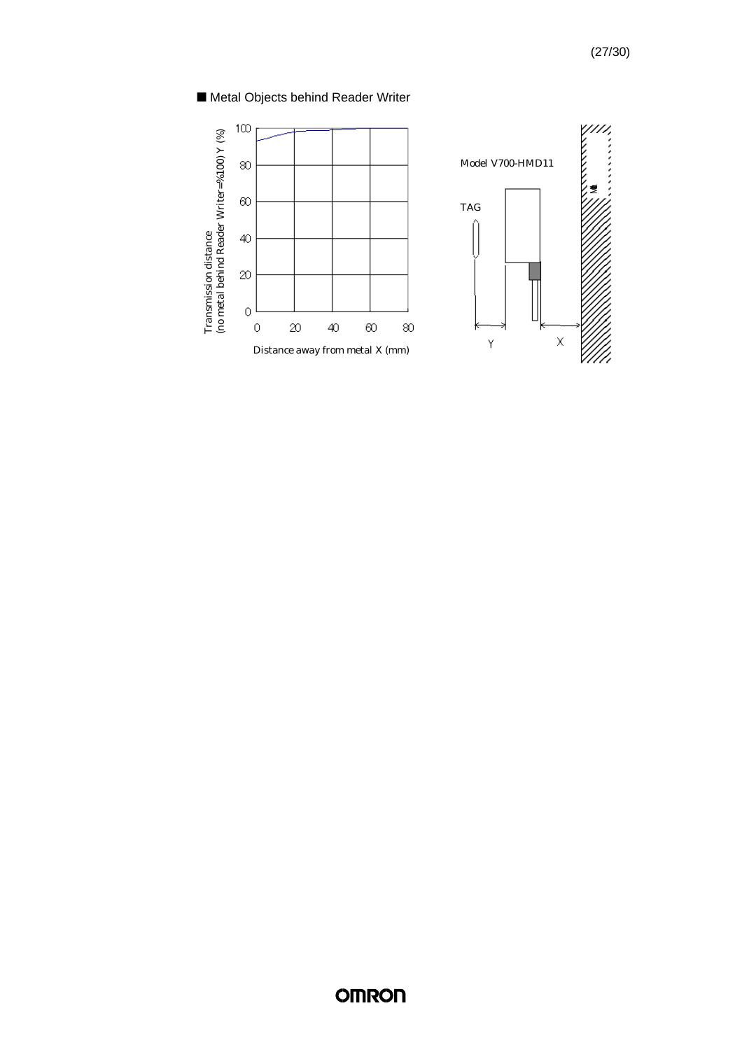■ Metal Objects behind Reader Writer

Transmission distance (no metal behind Reader Writer=%100) Y (%)

Distance away from metal X (mm)

Model V700-HMD11

TAG

Y

X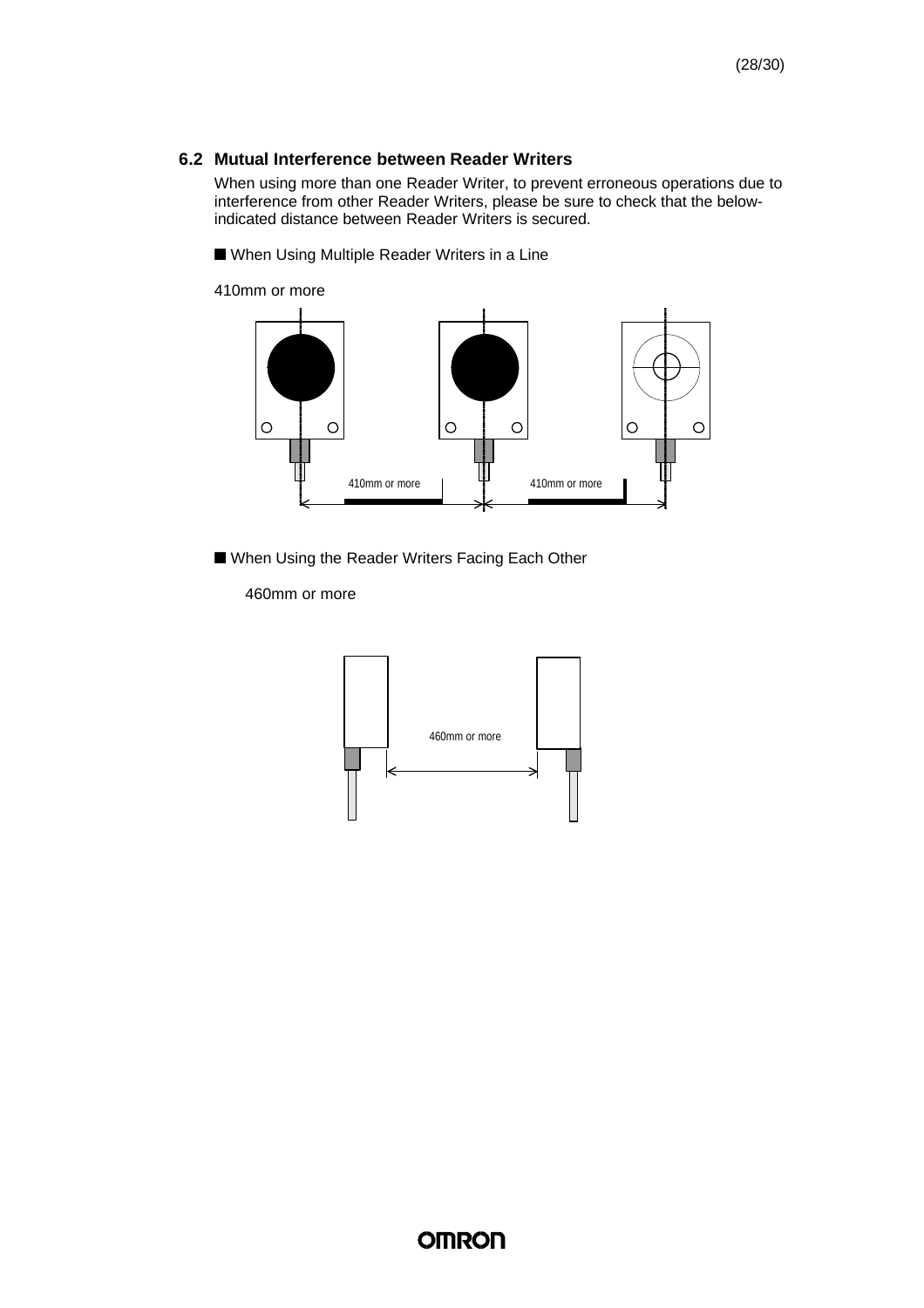## 6.2 Mutual Interference between Reader Writers

When using more than one Reader Writer, to prevent erroneous operations due to interference from other Reader Writers, please be sure to check that the below-indicated distance between Reader Writers is secured.

■ When Using Multiple Reader Writers in a Line

410mm or more

410mm or more

410mm or more

■ When Using the Reader Writers Facing Each Other

460mm or more

460mm or more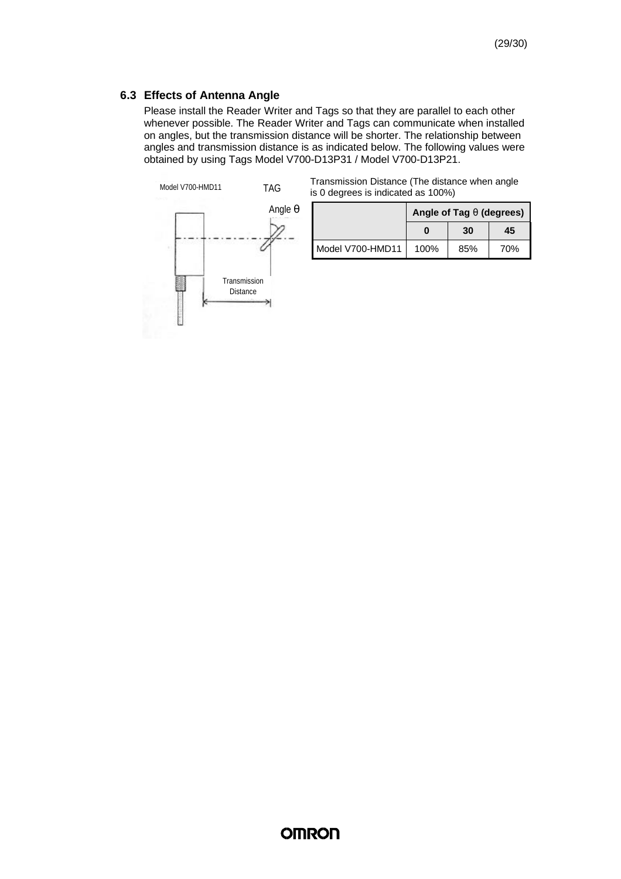### 6.3 Effects of Antenna Angle

Please install the Reader Writer and Tags so that they are parallel to each other whenever possible. The Reader Writer and Tags can communicate when installed on angles, but the transmission distance will be shorter. The relationship between angles and transmission distance is as indicated below. The following values were obtained by using Tags Model V700-D13P31 / Model V700-D13P21.

Model V700-HMD11 TAG

Angle θ

Transmission Distance

Transmission Distance (The distance when angle is 0 degrees is indicated as 100%)

| | **Angle of Tag θ (degrees)** | | |
|---|---|---|---|
| | **0** | **30** | **45** |
| Model V700-HMD11 | 100% | 85% | 70% |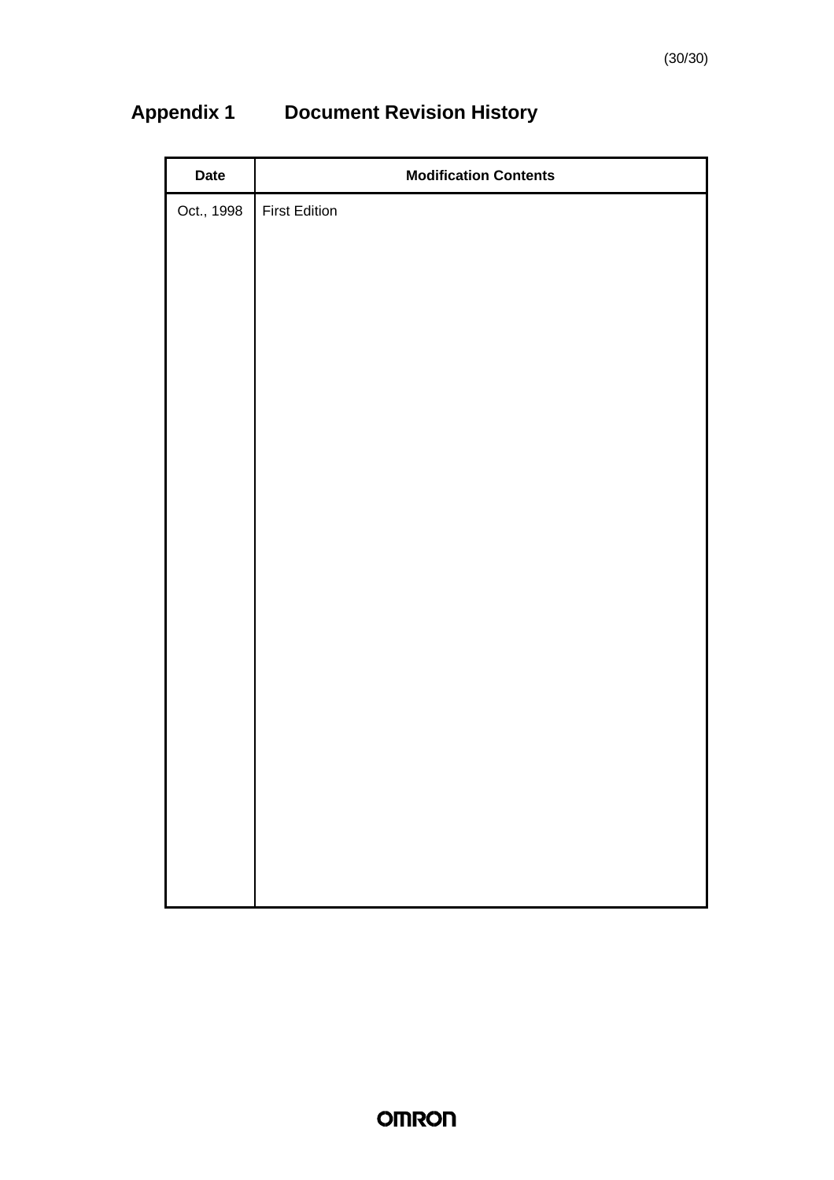# Appendix 1 Document Revision History

| Date | Modification Contents |
|---|---|
| Oct., 1998 | First Edition |